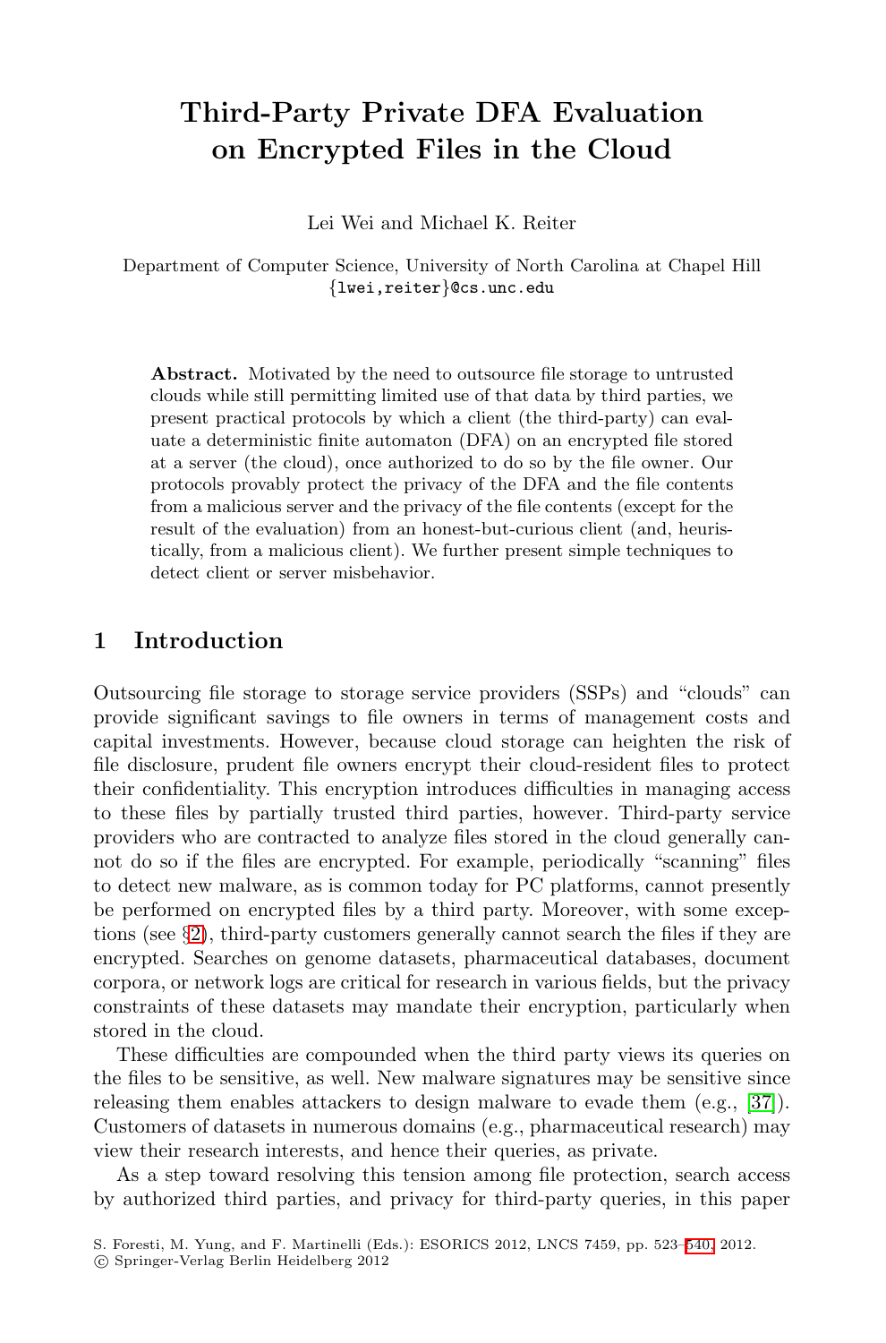# Third-Party Private DFA Evaluation on Encrypted Files in the Cloud

Lei Wei and Michael K. Reiter

Department of Computer Science, University of North Carolina at Chapel Hill
{lwei,reiter}@cs.unc.edu

**Abstract.** Motivated by the need to outsource file storage to untrusted clouds while still permitting limited use of that data by third parties, we present practical protocols by which a client (the third-party) can evaluate a deterministic finite automaton (DFA) on an encrypted file stored at a server (the cloud), once authorized to do so by the file owner. Our protocols provably protect the privacy of the DFA and the file contents from a malicious server and the privacy of the file contents (except for the result of the evaluation) from an honest-but-curious client (and, heuristically, from a malicious client). We further present simple techniques to detect client or server misbehavior.

## 1 Introduction

Outsourcing file storage to storage service providers (SSPs) and "clouds" can provide significant savings to file owners in terms of management costs and capital investments. However, because cloud storage can heighten the risk of file disclosure, prudent file owners encrypt their cloud-resident files to protect their confidentiality. This encryption introduces difficulties in managing access to these files by partially trusted third parties, however. Third-party service providers who are contracted to analyze files stored in the cloud generally cannot do so if the files are encrypted. For example, periodically "scanning" files to detect new malware, as is common today for PC platforms, cannot presently be performed on encrypted files by a third party. Moreover, with some exceptions (see §2), third-party customers generally cannot search the files if they are encrypted. Searches on genome datasets, pharmaceutical databases, document corpora, or network logs are critical for research in various fields, but the privacy constraints of these datasets may mandate their encryption, particularly when stored in the cloud.

These difficulties are compounded when the third party views its queries on the files to be sensitive, as well. New malware signatures may be sensitive since releasing them enables attackers to design malware to evade them (e.g., [37]). Customers of datasets in numerous domains (e.g., pharmaceutical research) may view their research interests, and hence their queries, as private.

As a step toward resolving this tension among file protection, search access by authorized third parties, and privacy for third-party queries, in this paper

S. Foresti, M. Yung, and F. Martinelli (Eds.): ESORICS 2012, LNCS 7459, pp. 523–540, 2012.
© Springer-Verlag Berlin Heidelberg 2012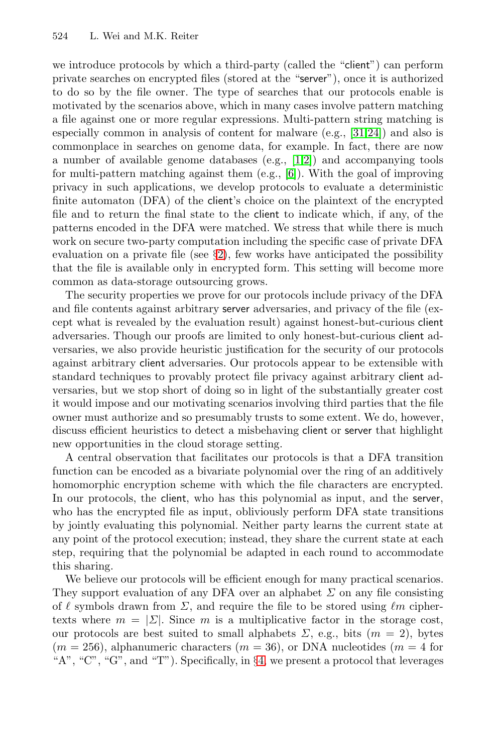we introduce protocols by which a third-party (called the "client") can perform private searches on encrypted files (stored at the "server"), once it is authorized to do so by the file owner. The type of searches that our protocols enable is motivated by the scenarios above, which in many cases involve pattern matching a file against one or more regular expressions. Multi-pattern string matching is especially common in analysis of content for malware (e.g., [31,24]) and also is commonplace in searches on genome data, for example. In fact, there are now a number of available genome databases (e.g., [1,2]) and accompanying tools for multi-pattern matching against them (e.g., [6]). With the goal of improving privacy in such applications, we develop protocols to evaluate a deterministic finite automaton (DFA) of the client's choice on the plaintext of the encrypted file and to return the final state to the client to indicate which, if any, of the patterns encoded in the DFA were matched. We stress that while there is much work on secure two-party computation including the specific case of private DFA evaluation on a private file (see §2), few works have anticipated the possibility that the file is available only in encrypted form. This setting will become more common as data-storage outsourcing grows.

The security properties we prove for our protocols include privacy of the DFA and file contents against arbitrary server adversaries, and privacy of the file (except what is revealed by the evaluation result) against honest-but-curious client adversaries. Though our proofs are limited to only honest-but-curious client adversaries, we also provide heuristic justification for the security of our protocols against arbitrary client adversaries. Our protocols appear to be extensible with standard techniques to provably protect file privacy against arbitrary client adversaries, but we stop short of doing so in light of the substantially greater cost it would impose and our motivating scenarios involving third parties that the file owner must authorize and so presumably trusts to some extent. We do, however, discuss efficient heuristics to detect a misbehaving client or server that highlight new opportunities in the cloud storage setting.

A central observation that facilitates our protocols is that a DFA transition function can be encoded as a bivariate polynomial over the ring of an additively homomorphic encryption scheme with which the file characters are encrypted. In our protocols, the client, who has this polynomial as input, and the server, who has the encrypted file as input, obliviously perform DFA state transitions by jointly evaluating this polynomial. Neither party learns the current state at any point of the protocol execution; instead, they share the current state at each step, requiring that the polynomial be adapted in each round to accommodate this sharing.

We believe our protocols will be efficient enough for many practical scenarios. They support evaluation of any DFA over an alphabet $\Sigma$ on any file consisting of $\ell$ symbols drawn from $\Sigma$, and require the file to be stored using $\ell m$ ciphertexts where $m = |\Sigma|$. Since $m$ is a multiplicative factor in the storage cost, our protocols are best suited to small alphabets $\Sigma$, e.g., bits ($m = 2$), bytes ($m = 256$), alphanumeric characters ($m = 36$), or DNA nucleotides ($m = 4$ for "A", "C", "G", and "T"). Specifically, in §4, we present a protocol that leverages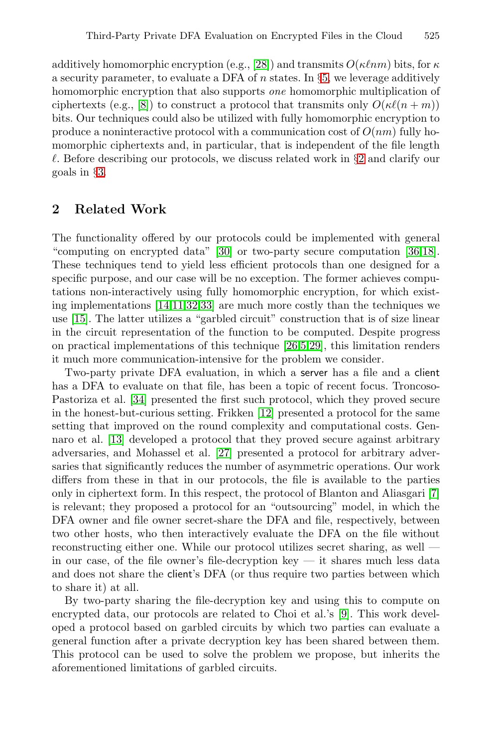additively homomorphic encryption (e.g., [28]) and transmits $O(\kappa \ell n m)$ bits, for $\kappa$ a security parameter, to evaluate a DFA of $n$ states. In §5, we leverage additively homomorphic encryption that also supports *one* homomorphic multiplication of ciphertexts (e.g., [8]) to construct a protocol that transmits only $O(\kappa \ell (n + m))$ bits. Our techniques could also be utilized with fully homomorphic encryption to produce a noninteractive protocol with a communication cost of $O(nm)$ fully homomorphic ciphertexts and, in particular, that is independent of the file length $\ell$. Before describing our protocols, we discuss related work in §2 and clarify our goals in §3.

## 2 Related Work

The functionality offered by our protocols could be implemented with general "computing on encrypted data" [30] or two-party secure computation [36,18]. These techniques tend to yield less efficient protocols than one designed for a specific purpose, and our case will be no exception. The former achieves computations non-interactively using fully homomorphic encryption, for which existing implementations [14,11,32,33] are much more costly than the techniques we use [15]. The latter utilizes a "garbled circuit" construction that is of size linear in the circuit representation of the function to be computed. Despite progress on practical implementations of this technique [26,5,29], this limitation renders it much more communication-intensive for the problem we consider.

Two-party private DFA evaluation, in which a server has a file and a client has a DFA to evaluate on that file, has been a topic of recent focus. Troncoso-Pastoriza et al. [34] presented the first such protocol, which they proved secure in the honest-but-curious setting. Frikken [12] presented a protocol for the same setting that improved on the round complexity and computational costs. Gennaro et al. [13] developed a protocol that they proved secure against arbitrary adversaries, and Mohassel et al. [27] presented a protocol for arbitrary adversaries that significantly reduces the number of asymmetric operations. Our work differs from these in that in our protocols, the file is available to the parties only in ciphertext form. In this respect, the protocol of Blanton and Aliasgari [7] is relevant; they proposed a protocol for an "outsourcing" model, in which the DFA owner and file owner secret-share the DFA and file, respectively, between two other hosts, who then interactively evaluate the DFA on the file without reconstructing either one. While our protocol utilizes secret sharing, as well — in our case, of the file owner's file-decryption key — it shares much less data and does not share the client's DFA (or thus require two parties between which to share it) at all.

By two-party sharing the file-decryption key and using this to compute on encrypted data, our protocols are related to Choi et al.'s [9]. This work developed a protocol based on garbled circuits by which two parties can evaluate a general function after a private decryption key has been shared between them. This protocol can be used to solve the problem we propose, but inherits the aforementioned limitations of garbled circuits.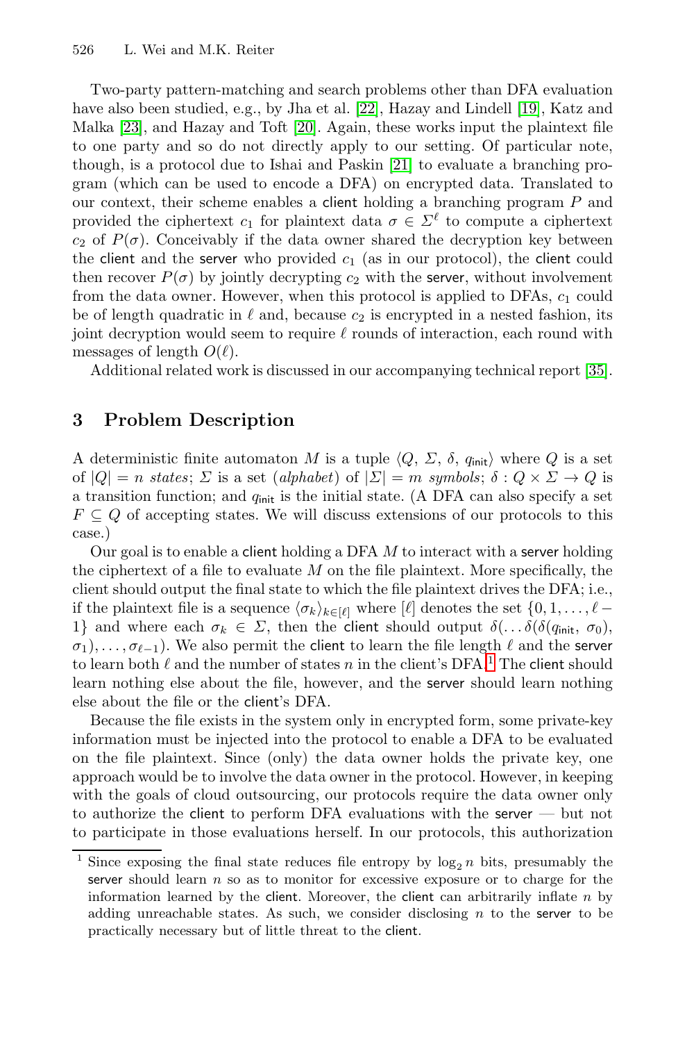Two-party pattern-matching and search problems other than DFA evaluation have also been studied, e.g., by Jha et al. [22], Hazay and Lindell [19], Katz and Malka [23], and Hazay and Toft [20]. Again, these works input the plaintext file to one party and so do not directly apply to our setting. Of particular note, though, is a protocol due to Ishai and Paskin [21] to evaluate a branching program (which can be used to encode a DFA) on encrypted data. Translated to our context, their scheme enables a client holding a branching program $P$ and provided the ciphertext $c_1$ for plaintext data $\sigma \in \Sigma^\ell$ to compute a ciphertext $c_2$ of $P(\sigma)$. Conceivably if the data owner shared the decryption key between the client and the server who provided $c_1$ (as in our protocol), the client could then recover $P(\sigma)$ by jointly decrypting $c_2$ with the server, without involvement from the data owner. However, when this protocol is applied to DFAs, $c_1$ could be of length quadratic in $\ell$ and, because $c_2$ is encrypted in a nested fashion, its joint decryption would seem to require $\ell$ rounds of interaction, each round with messages of length $O(\ell)$.

Additional related work is discussed in our accompanying technical report [35].

## 3 Problem Description

A deterministic finite automaton $M$ is a tuple $\langle Q, \Sigma, \delta, q_{\mathsf{init}} \rangle$ where $Q$ is a set of $|Q| = n$ *states*; $\Sigma$ is a set (*alphabet*) of $|\Sigma| = m$ *symbols*; $\delta : Q \times \Sigma \to Q$ is a transition function; and $q_{\mathsf{init}}$ is the initial state. (A DFA can also specify a set $F \subseteq Q$ of accepting states. We will discuss extensions of our protocols to this case.)

Our goal is to enable a client holding a DFA $M$ to interact with a server holding the ciphertext of a file to evaluate $M$ on the file plaintext. More specifically, the client should output the final state to which the file plaintext drives the DFA; i.e., if the plaintext file is a sequence $\langle \sigma_k \rangle_{k \in [\ell]}$ where $[\ell]$ denotes the set $\{0, 1, \ldots, \ell - 1\}$ and where each $\sigma_k \in \Sigma$, then the client should output $\delta(\ldots \delta(\delta(q_{\mathsf{init}}, \sigma_0), \sigma_1), \ldots, \sigma_{\ell-1})$. We also permit the client to learn the file length $\ell$ and the server to learn both $\ell$ and the number of states $n$ in the client's DFA.[1] The client should learn nothing else about the file, however, and the server should learn nothing else about the file or the client's DFA.

Because the file exists in the system only in encrypted form, some private-key information must be injected into the protocol to enable a DFA to be evaluated on the file plaintext. Since (only) the data owner holds the private key, one approach would be to involve the data owner in the protocol. However, in keeping with the goals of cloud outsourcing, our protocols require the data owner only to authorize the client to perform DFA evaluations with the server — but not to participate in those evaluations herself. In our protocols, this authorization

[1] Since exposing the final state reduces file entropy by $\log_2 n$ bits, presumably the server should learn $n$ so as to monitor for excessive exposure or to charge for the information learned by the client. Moreover, the client can arbitrarily inflate $n$ by adding unreachable states. As such, we consider disclosing $n$ to the server to be practically necessary but of little threat to the client.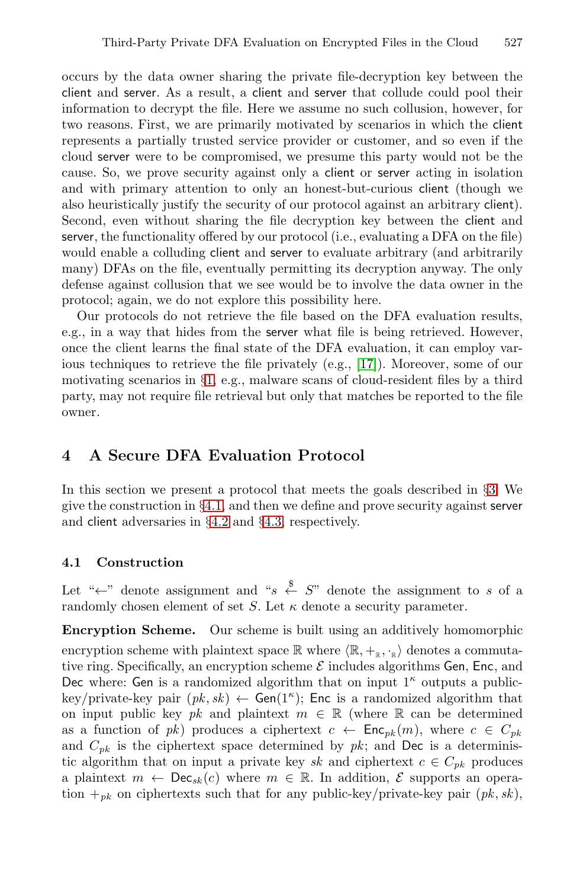occurs by the data owner sharing the private file-decryption key between the client and server. As a result, a client and server that collude could pool their information to decrypt the file. Here we assume no such collusion, however, for two reasons. First, we are primarily motivated by scenarios in which the client represents a partially trusted service provider or customer, and so even if the cloud server were to be compromised, we presume this party would not be the cause. So, we prove security against only a client or server acting in isolation and with primary attention to only an honest-but-curious client (though we also heuristically justify the security of our protocol against an arbitrary client). Second, even without sharing the file decryption key between the client and server, the functionality offered by our protocol (i.e., evaluating a DFA on the file) would enable a colluding client and server to evaluate arbitrary (and arbitrarily many) DFAs on the file, eventually permitting its decryption anyway. The only defense against collusion that we see would be to involve the data owner in the protocol; again, we do not explore this possibility here.

Our protocols do not retrieve the file based on the DFA evaluation results, e.g., in a way that hides from the server what file is being retrieved. However, once the client learns the final state of the DFA evaluation, it can employ various techniques to retrieve the file privately (e.g., [17]). Moreover, some of our motivating scenarios in §1, e.g., malware scans of cloud-resident files by a third party, may not require file retrieval but only that matches be reported to the file owner.

## 4 A Secure DFA Evaluation Protocol

In this section we present a protocol that meets the goals described in §3. We give the construction in §4.1, and then we define and prove security against server and client adversaries in §4.2 and §4.3, respectively.

### 4.1 Construction

Let "$\leftarrow$" denote assignment and "$s \stackrel{\$}{\leftarrow} S$" denote the assignment to $s$ of a randomly chosen element of set $S$. Let $\kappa$ denote a security parameter.

**Encryption Scheme.** Our scheme is built using an additively homomorphic encryption scheme with plaintext space $\mathbb{R}$ where $\langle \mathbb{R}, +_{\mathbb{R}}, \cdot_{\mathbb{R}} \rangle$ denotes a commutative ring. Specifically, an encryption scheme $\mathcal{E}$ includes algorithms Gen, Enc, and Dec where: Gen is a randomized algorithm that on input $1^\kappa$ outputs a public-key/private-key pair $(pk, sk) \leftarrow \mathsf{Gen}(1^\kappa)$; Enc is a randomized algorithm that on input public key $pk$ and plaintext $m \in \mathbb{R}$ (where $\mathbb{R}$ can be determined as a function of $pk$) produces a ciphertext $c \leftarrow \mathsf{Enc}_{pk}(m)$, where $c \in C_{pk}$ and $C_{pk}$ is the ciphertext space determined by $pk$; and Dec is a deterministic algorithm that on input a private key $sk$ and ciphertext $c \in C_{pk}$ produces a plaintext $m \leftarrow \mathsf{Dec}_{sk}(c)$ where $m \in \mathbb{R}$. In addition, $\mathcal{E}$ supports an operation $+_{pk}$ on ciphertexts such that for any public-key/private-key pair $(pk, sk)$,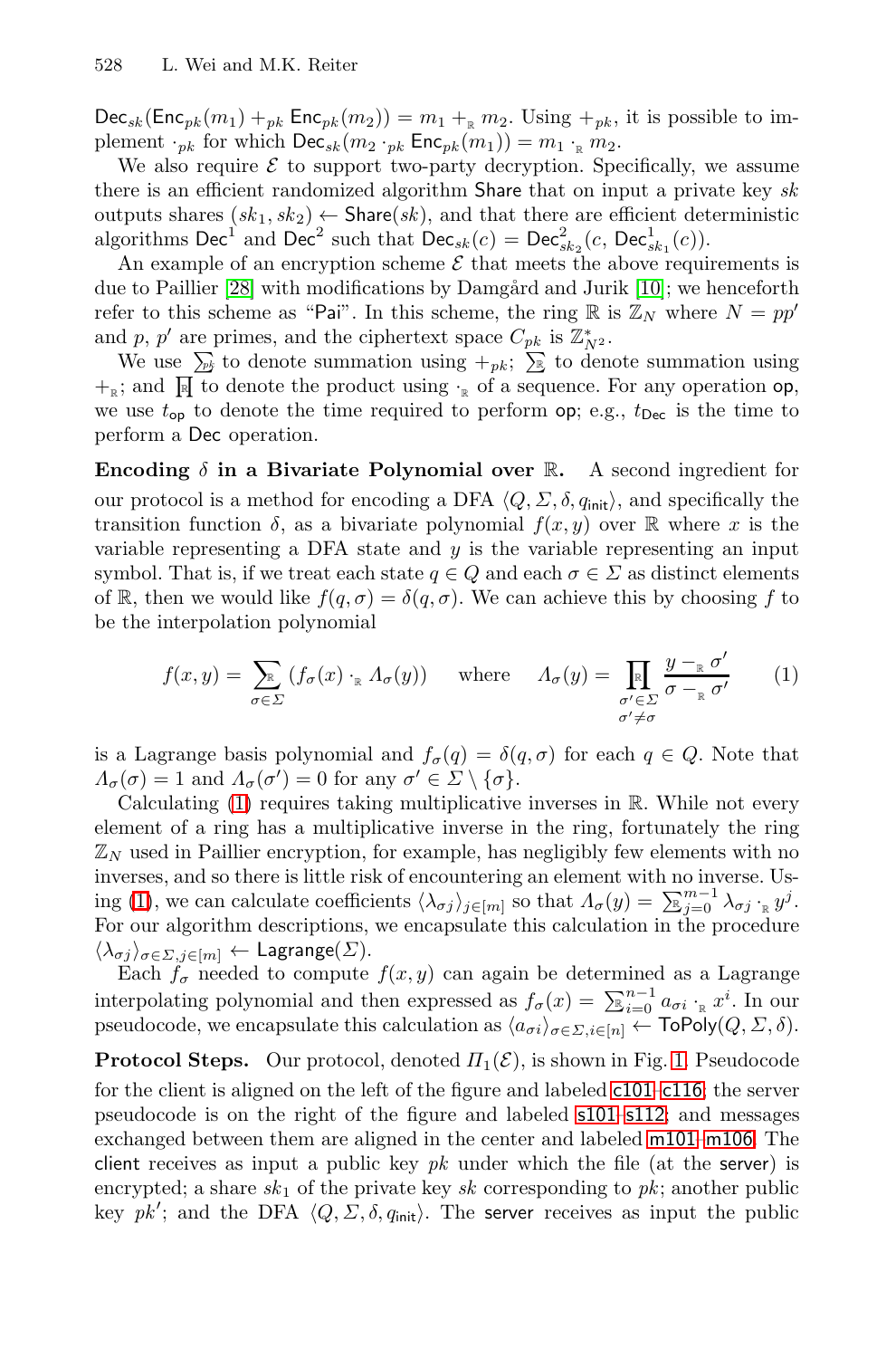$\mathsf{Dec}_{sk}(\mathsf{Enc}_{pk}(m_1) +_{pk} \mathsf{Enc}_{pk}(m_2)) = m_1 +_{\mathbb{R}} m_2$. Using $+_{pk}$, it is possible to implement $\cdot_{pk}$ for which $\mathsf{Dec}_{sk}(m_2 \cdot_{pk} \mathsf{Enc}_{pk}(m_1)) = m_1 \cdot_{\mathbb{R}} m_2$.

We also require $\mathcal{E}$ to support two-party decryption. Specifically, we assume there is an efficient randomized algorithm Share that on input a private key $sk$ outputs shares $(sk_1, sk_2) \leftarrow \mathsf{Share}(sk)$, and that there are efficient deterministic algorithms $\mathsf{Dec}^1$ and $\mathsf{Dec}^2$ such that $\mathsf{Dec}_{sk}(c) = \mathsf{Dec}^2_{sk_2}(c, \mathsf{Dec}^1_{sk_1}(c))$.

An example of an encryption scheme $\mathcal{E}$ that meets the above requirements is due to Paillier [28] with modifications by Damgård and Jurik [10]; we henceforth refer to this scheme as "Pai". In this scheme, the ring $\mathbb{R}$ is $\mathbb{Z}_N$ where $N = pp'$ and $p$, $p'$ are primes, and the ciphertext space $C_{pk}$ is $\mathbb{Z}^*_{N^2}$.

We use $\sum_{pk}$ to denote summation using $+_{pk}$; $\sum_{\mathbb{R}}$ to denote summation using $+_{\mathbb{R}}$; and $\prod_{\mathbb{R}}$ to denote the product using $\cdot_{\mathbb{R}}$ of a sequence. For any operation op, we use $t_{\mathsf{op}}$ to denote the time required to perform op; e.g., $t_{\mathsf{Dec}}$ is the time to perform a Dec operation.

**Encoding $\delta$ in a Bivariate Polynomial over $\mathbb{R}$.** A second ingredient for our protocol is a method for encoding a DFA $\langle Q, \Sigma, \delta, q_{\mathsf{init}} \rangle$, and specifically the transition function $\delta$, as a bivariate polynomial $f(x, y)$ over $\mathbb{R}$ where $x$ is the variable representing a DFA state and $y$ is the variable representing an input symbol. That is, if we treat each state $q \in Q$ and each $\sigma \in \Sigma$ as distinct elements of $\mathbb{R}$, then we would like $f(q, \sigma) = \delta(q, \sigma)$. We can achieve this by choosing $f$ to be the interpolation polynomial

$$f(x, y) = \sum_{\sigma \in \Sigma}^{\mathbb{R}} (f_\sigma(x) \cdot_{\mathbb{R}} \Lambda_\sigma(y)) \quad \text{where} \quad \Lambda_\sigma(y) = \prod_{\substack{\sigma' \in \Sigma \\ \sigma' \neq \sigma}}^{\mathbb{R}} \frac{y -_{\mathbb{R}} \sigma'}{\sigma -_{\mathbb{R}} \sigma'} \tag{1}$$

is a Lagrange basis polynomial and $f_\sigma(q) = \delta(q, \sigma)$ for each $q \in Q$. Note that $\Lambda_\sigma(\sigma) = 1$ and $\Lambda_\sigma(\sigma') = 0$ for any $\sigma' \in \Sigma \setminus \{\sigma\}$.

Calculating (1) requires taking multiplicative inverses in $\mathbb{R}$. While not every element of a ring has a multiplicative inverse in the ring, fortunately the ring $\mathbb{Z}_N$ used in Paillier encryption, for example, has negligibly few elements with no inverses, and so there is little risk of encountering an element with no inverse. Using (1), we can calculate coefficients $\langle \lambda_{\sigma j} \rangle_{j \in [m]}$ so that $\Lambda_\sigma(y) = \sum_{j=0}^{m-1} {}^{\mathbb{R}}\, \lambda_{\sigma j} \cdot_{\mathbb{R}} y^j$. For our algorithm descriptions, we encapsulate this calculation in the procedure $\langle \lambda_{\sigma j} \rangle_{\sigma \in \Sigma, j \in [m]} \leftarrow \mathsf{Lagrange}(\Sigma)$.

Each $f_\sigma$ needed to compute $f(x, y)$ can again be determined as a Lagrange interpolating polynomial and then expressed as $f_\sigma(x) = \sum_{i=0}^{n-1} {}^{\mathbb{R}}\, a_{\sigma i} \cdot_{\mathbb{R}} x^i$. In our pseudocode, we encapsulate this calculation as $\langle a_{\sigma i} \rangle_{\sigma \in \Sigma, i \in [n]} \leftarrow \mathsf{ToPoly}(Q, \Sigma, \delta)$.

**Protocol Steps.** Our protocol, denoted $\Pi_1(\mathcal{E})$, is shown in Fig. 1. Pseudocode for the client is aligned on the left of the figure and labeled c101–c116, the server pseudocode is on the right of the figure and labeled s101–s112, and messages exchanged between them are aligned in the center and labeled m101–m106. The client receives as input a public key $pk$ under which the file (at the server) is encrypted; a share $sk_1$ of the private key $sk$ corresponding to $pk$; another public key $pk'$; and the DFA $\langle Q, \Sigma, \delta, q_{\mathsf{init}} \rangle$. The server receives as input the public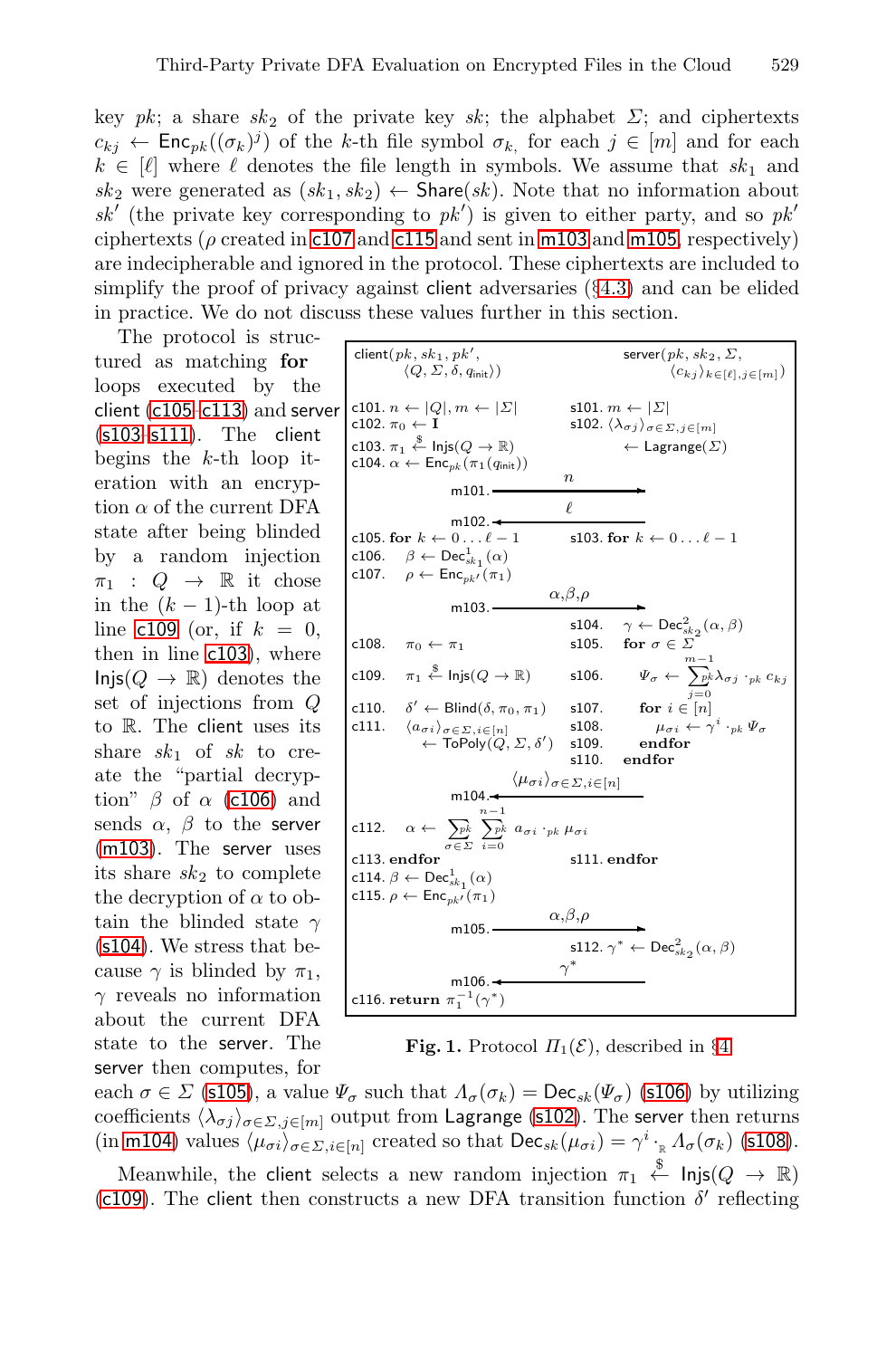key $pk$; a share $sk_2$ of the private key $sk$; the alphabet $\Sigma$; and ciphertexts $c_{kj} \leftarrow \mathsf{Enc}_{pk}((\sigma_k)^j)$ of the $k$-th file symbol $\sigma_k$, for each $j \in [m]$ and for each $k \in [\ell]$ where $\ell$ denotes the file length in symbols. We assume that $sk_1$ and $sk_2$ were generated as $(sk_1, sk_2) \leftarrow \mathsf{Share}(sk)$. Note that no information about $sk'$ (the private key corresponding to $pk'$) is given to either party, and so $pk'$ ciphertexts ($\rho$ created in c107 and c115 and sent in m103 and m105, respectively) are indecipherable and ignored in the protocol. These ciphertexts are included to simplify the proof of privacy against client adversaries (§4.3) and can be elided in practice. We do not discuss these values further in this section.

```
client(pk, sk1, pk',                          server(pk, sk2, Σ,
       <Q, Σ, δ, q_init>)                            <c_kj> k∈[ℓ], j∈[m])

c101. n ← |Q|, m ← |Σ|                       s101. m ← |Σ|
c102. π0 ← I                                 s102. <λ_σj> σ∈Σ, j∈[m]
c103. π1 ←$ Injs(Q → ℝ)                             ← Lagrange(Σ)
c104. α ← Enc_pk(π1(q_init))
                         n
              m101. ─────────────────►
                         ℓ
              m102. ◄─────────────────
c105. for k ← 0...ℓ−1                        s103. for k ← 0...ℓ−1
c106.   β ← Dec^1_sk1(α)
c107.   ρ ← Enc_pk'(π1)
                       α,β,ρ
              m103. ─────────────────►
                                             s104.   γ ← Dec^2_sk2(α, β)
c108.   π0 ← π1                              s105.   for σ ∈ Σ
c109.   π1 ←$ Injs(Q → ℝ)                    s106.     Ψ_σ ← Σ^pk_{j=0}^{m−1} λ_σj ·_pk c_kj
c110.   δ' ← Blind(δ, π0, π1)                s107.     for i ∈ [n]
c111.   <a_σi> σ∈Σ, i∈[n]                    s108.       μ_σi ← γ^i ·_pk Ψ_σ
          ← ToPoly(Q, Σ, δ')                 s109.     endfor
                                             s110.   endfor
                   <μ_σi> σ∈Σ, i∈[n]
              m104. ◄─────────────────
c112.   α ← Σ^pk_{σ∈Σ} Σ^pk_{i=0}^{n−1} a_σi ·_pk μ_σi
c113. endfor                                 s111. endfor
c114. β ← Dec^1_sk1(α)
c115. ρ ← Enc_pk'(π1)
                       α,β,ρ
              m105. ─────────────────►
                                             s112. γ* ← Dec^2_sk2(α, β)
                         γ*
              m106. ◄─────────────────
c116. return π1^{−1}(γ*)
```

**Fig. 1.** Protocol $\Pi_1(\mathcal{E})$, described in §4

The protocol is structured as matching **for** loops executed by the client (c105–c113) and server (s103–s111). The client begins the $k$-th loop iteration with an encryption $\alpha$ of the current DFA state after being blinded by a random injection $\pi_1 : Q \rightarrow \mathbb{R}$ it chose in the $(k-1)$-th loop at line c109 (or, if $k = 0$, then in line c103), where $\mathsf{Injs}(Q \rightarrow \mathbb{R})$ denotes the set of injections from $Q$ to $\mathbb{R}$. The client uses its share $sk_1$ of $sk$ to create the "partial decryption" $\beta$ of $\alpha$ (c106) and sends $\alpha$, $\beta$ to the server (m103). The server uses its share $sk_2$ to complete the decryption of $\alpha$ to obtain the blinded state $\gamma$ (s104). We stress that because $\gamma$ is blinded by $\pi_1$, $\gamma$ reveals no information about the current DFA state to the server. The server then computes, for each $\sigma \in \Sigma$ (s105), a value $\Psi_\sigma$ such that $\Lambda_\sigma(\sigma_k) = \mathsf{Dec}_{sk}(\Psi_\sigma)$ (s106) by utilizing coefficients $\langle \lambda_{\sigma j} \rangle_{\sigma \in \Sigma, j \in [m]}$ output from $\mathsf{Lagrange}$ (s102). The server then returns (in m104) values $\langle \mu_{\sigma i} \rangle_{\sigma \in \Sigma, i \in [n]}$ created so that $\mathsf{Dec}_{sk}(\mu_{\sigma i}) = \gamma^i \cdot_{\mathbb{R}} \Lambda_\sigma(\sigma_k)$ (s108).

Meanwhile, the client selects a new random injection $\pi_1 \overset{\$}{\leftarrow} \mathsf{Injs}(Q \rightarrow \mathbb{R})$ (c109). The client then constructs a new DFA transition function $\delta'$ reflecting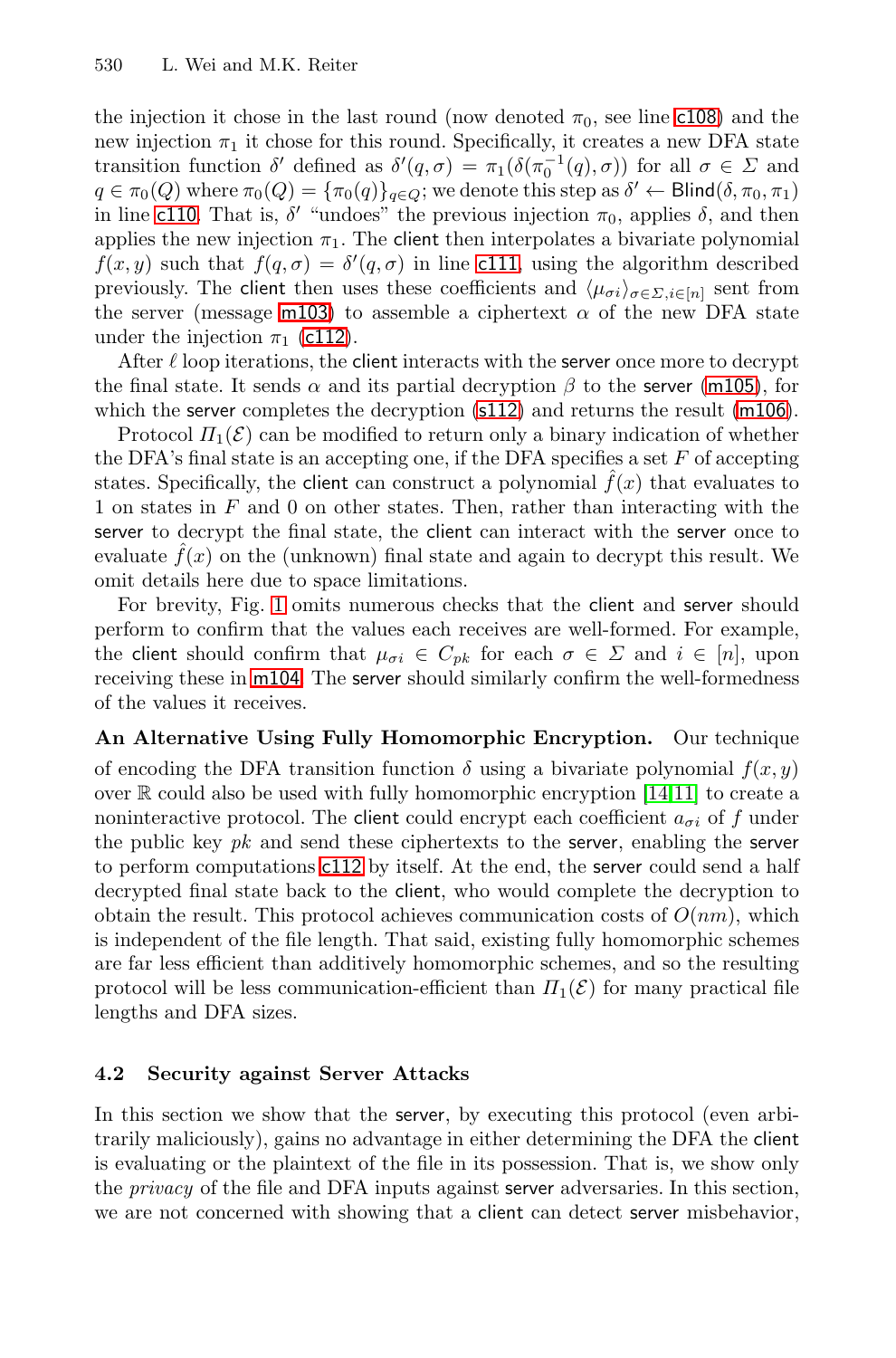the injection it chose in the last round (now denoted $\pi_0$, see line c108) and the new injection $\pi_1$ it chose for this round. Specifically, it creates a new DFA state transition function $\delta'$ defined as $\delta'(q, \sigma) = \pi_1(\delta(\pi_0^{-1}(q), \sigma))$ for all $\sigma \in \Sigma$ and $q \in \pi_0(Q)$ where $\pi_0(Q) = \{\pi_0(q)\}_{q \in Q}$; we denote this step as $\delta' \leftarrow \mathsf{Blind}(\delta, \pi_0, \pi_1)$ in line c110. That is, $\delta'$ "undoes" the previous injection $\pi_0$, applies $\delta$, and then applies the new injection $\pi_1$. The client then interpolates a bivariate polynomial $f(x, y)$ such that $f(q, \sigma) = \delta'(q, \sigma)$ in line c111, using the algorithm described previously. The client then uses these coefficients and $\langle \mu_{\sigma i} \rangle_{\sigma \in \Sigma, i \in [n]}$ sent from the server (message m103) to assemble a ciphertext $\alpha$ of the new DFA state under the injection $\pi_1$ (c112).

After $\ell$ loop iterations, the client interacts with the server once more to decrypt the final state. It sends $\alpha$ and its partial decryption $\beta$ to the server (m105), for which the server completes the decryption (s112) and returns the result (m106).

Protocol $\Pi_1(\mathcal{E})$ can be modified to return only a binary indication of whether the DFA's final state is an accepting one, if the DFA specifies a set $F$ of accepting states. Specifically, the client can construct a polynomial $\hat{f}(x)$ that evaluates to 1 on states in $F$ and 0 on other states. Then, rather than interacting with the server to decrypt the final state, the client can interact with the server once to evaluate $\hat{f}(x)$ on the (unknown) final state and again to decrypt this result. We omit details here due to space limitations.

For brevity, Fig. 1 omits numerous checks that the client and server should perform to confirm that the values each receives are well-formed. For example, the client should confirm that $\mu_{\sigma i} \in C_{pk}$ for each $\sigma \in \Sigma$ and $i \in [n]$, upon receiving these in m104. The server should similarly confirm the well-formedness of the values it receives.

**An Alternative Using Fully Homomorphic Encryption.** Our technique of encoding the DFA transition function $\delta$ using a bivariate polynomial $f(x, y)$ over $\mathbb{R}$ could also be used with fully homomorphic encryption [14,11] to create a noninteractive protocol. The client could encrypt each coefficient $a_{\sigma i}$ of $f$ under the public key $pk$ and send these ciphertexts to the server, enabling the server to perform computations c112 by itself. At the end, the server could send a half decrypted final state back to the client, who would complete the decryption to obtain the result. This protocol achieves communication costs of $O(nm)$, which is independent of the file length. That said, existing fully homomorphic schemes are far less efficient than additively homomorphic schemes, and so the resulting protocol will be less communication-efficient than $\Pi_1(\mathcal{E})$ for many practical file lengths and DFA sizes.

### 4.2 Security against Server Attacks

In this section we show that the server, by executing this protocol (even arbitrarily maliciously), gains no advantage in either determining the DFA the client is evaluating or the plaintext of the file in its possession. That is, we show only the *privacy* of the file and DFA inputs against server adversaries. In this section, we are not concerned with showing that a client can detect server misbehavior,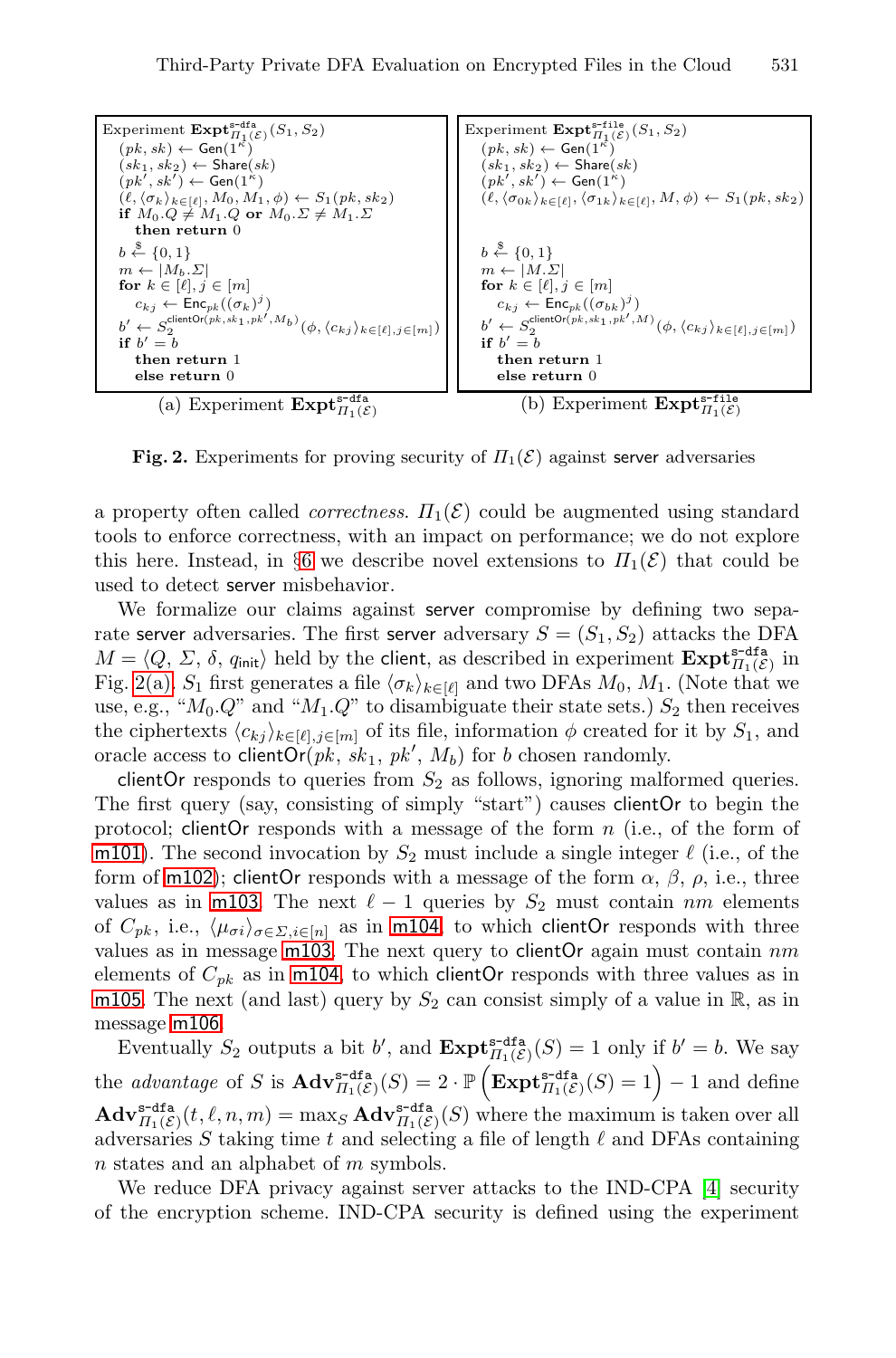Experiment $\mathbf{Expt}^{\texttt{s-dfa}}_{\Pi_1(\mathcal{E})}(S_1, S_2)$

```
(pk, sk) ← Gen(1^κ)
(sk_1, sk_2) ← Share(sk)
(pk', sk') ← Gen(1^κ)
(ℓ, ⟨σ_k⟩_{k∈[ℓ]}, M_0, M_1, φ) ← S_1(pk, sk_2)
if M_0.Q ≠ M_1.Q or M_0.Σ ≠ M_1.Σ
    then return 0
b ←$ {0,1}
m ← |M_b.Σ|
for k ∈ [ℓ], j ∈ [m]
    c_kj ← Enc_pk((σ_k)^j)
b' ← S_2^{clientOr(pk, sk_1, pk', M_b)}(φ, ⟨c_kj⟩_{k∈[ℓ], j∈[m]})
if b' = b
    then return 1
    else return 0
```

(a) Experiment $\mathbf{Expt}^{\texttt{s-dfa}}_{\Pi_1(\mathcal{E})}$

Experiment $\mathbf{Expt}^{\texttt{s-file}}_{\Pi_1(\mathcal{E})}(S_1, S_2)$

```
(pk, sk) ← Gen(1^κ)
(sk_1, sk_2) ← Share(sk)
(pk', sk') ← Gen(1^κ)
(ℓ, ⟨σ_0k⟩_{k∈[ℓ]}, ⟨σ_1k⟩_{k∈[ℓ]}, M, φ) ← S_1(pk, sk_2)
b ←$ {0,1}
m ← |M.Σ|
for k ∈ [ℓ], j ∈ [m]
    c_kj ← Enc_pk((σ_bk)^j)
b' ← S_2^{clientOr(pk, sk_1, pk', M)}(φ, ⟨c_kj⟩_{k∈[ℓ], j∈[m]})
if b' = b
    then return 1
    else return 0
```

(b) Experiment $\mathbf{Expt}^{\texttt{s-file}}_{\Pi_1(\mathcal{E})}$

**Fig. 2.** Experiments for proving security of $\Pi_1(\mathcal{E})$ against server adversaries

a property often called *correctness*. $\Pi_1(\mathcal{E})$ could be augmented using standard tools to enforce correctness, with an impact on performance; we do not explore this here. Instead, in §6 we describe novel extensions to $\Pi_1(\mathcal{E})$ that could be used to detect server misbehavior.

We formalize our claims against server compromise by defining two separate server adversaries. The first server adversary $S = (S_1, S_2)$ attacks the DFA $M = \langle Q, \Sigma, \delta, q_{\mathsf{init}} \rangle$ held by the client, as described in experiment $\mathbf{Expt}^{\texttt{s-dfa}}_{\Pi_1(\mathcal{E})}$ in Fig. 2(a). $S_1$ first generates a file $\langle \sigma_k \rangle_{k \in [\ell]}$ and two DFAs $M_0$, $M_1$. (Note that we use, e.g., "$M_0.Q$" and "$M_1.Q$" to disambiguate their state sets.) $S_2$ then receives the ciphertexts $\langle c_{kj} \rangle_{k \in [\ell], j \in [m]}$ of its file, information $\phi$ created for it by $S_1$, and oracle access to $\mathsf{clientOr}(pk, sk_1, pk', M_b)$ for $b$ chosen randomly.

clientOr responds to queries from $S_2$ as follows, ignoring malformed queries. The first query (say, consisting of simply "start") causes clientOr to begin the protocol; clientOr responds with a message of the form $n$ (i.e., of the form of m101). The second invocation by $S_2$ must include a single integer $\ell$ (i.e., of the form of m102); clientOr responds with a message of the form $\alpha$, $\beta$, $\rho$, i.e., three values as in m103. The next $\ell - 1$ queries by $S_2$ must contain $nm$ elements of $C_{pk}$, i.e., $\langle \mu_{\sigma i} \rangle_{\sigma \in \Sigma, i \in [n]}$ as in m104, to which clientOr responds with three values as in message m103. The next query to clientOr again must contain $nm$ elements of $C_{pk}$ as in m104, to which clientOr responds with three values as in m105. The next (and last) query by $S_2$ can consist simply of a value in $\mathbb{R}$, as in message m106.

Eventually $S_2$ outputs a bit $b'$, and $\mathbf{Expt}^{\texttt{s-dfa}}_{\Pi_1(\mathcal{E})}(S) = 1$ only if $b' = b$. We say the *advantage* of $S$ is $\mathbf{Adv}^{\texttt{s-dfa}}_{\Pi_1(\mathcal{E})}(S) = 2 \cdot \mathbb{P}\left(\mathbf{Expt}^{\texttt{s-dfa}}_{\Pi_1(\mathcal{E})}(S) = 1\right) - 1$ and define $\mathbf{Adv}^{\texttt{s-dfa}}_{\Pi_1(\mathcal{E})}(t, \ell, n, m) = \max_S \mathbf{Adv}^{\texttt{s-dfa}}_{\Pi_1(\mathcal{E})}(S)$ where the maximum is taken over all adversaries $S$ taking time $t$ and selecting a file of length $\ell$ and DFAs containing $n$ states and an alphabet of $m$ symbols.

We reduce DFA privacy against server attacks to the IND-CPA [4] security of the encryption scheme. IND-CPA security is defined using the experiment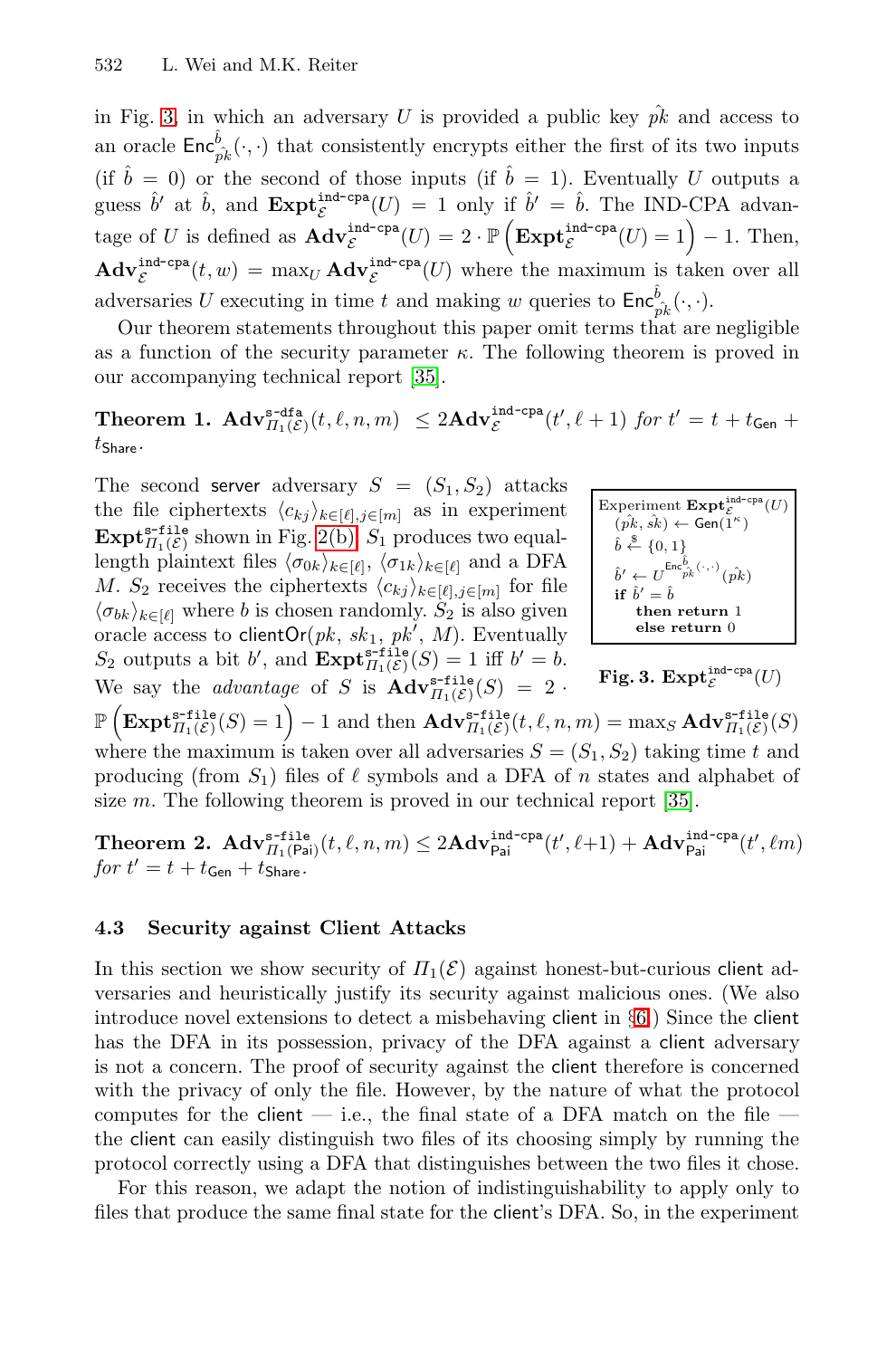in Fig. 3, in which an adversary $U$ is provided a public key $\hat{pk}$ and access to an oracle $\mathsf{Enc}^{\hat{b}}_{\hat{pk}}(\cdot,\cdot)$ that consistently encrypts either the first of its two inputs (if $\hat{b} = 0$) or the second of those inputs (if $\hat{b} = 1$). Eventually $U$ outputs a guess $\hat{b}'$ at $\hat{b}$, and $\mathbf{Expt}^{\texttt{ind-cpa}}_{\mathcal{E}}(U) = 1$ only if $\hat{b}' = \hat{b}$. The IND-CPA advantage of $U$ is defined as $\mathbf{Adv}^{\texttt{ind-cpa}}_{\mathcal{E}}(U) = 2 \cdot \mathbb{P}\left(\mathbf{Expt}^{\texttt{ind-cpa}}_{\mathcal{E}}(U) = 1\right) - 1$. Then, $\mathbf{Adv}^{\texttt{ind-cpa}}_{\mathcal{E}}(t, w) = \max_U \mathbf{Adv}^{\texttt{ind-cpa}}_{\mathcal{E}}(U)$ where the maximum is taken over all adversaries $U$ executing in time $t$ and making $w$ queries to $\mathsf{Enc}^{\hat{b}}_{\hat{pk}}(\cdot,\cdot)$.

Our theorem statements throughout this paper omit terms that are negligible as a function of the security parameter $\kappa$. The following theorem is proved in our accompanying technical report [35].

**Theorem 1.** $\mathbf{Adv}^{\texttt{s-dfa}}_{\Pi_1(\mathcal{E})}(t, \ell, n, m) \ \leq 2\mathbf{Adv}^{\texttt{ind-cpa}}_{\mathcal{E}}(t', \ell+1)$ *for* $t' = t + t_{\mathsf{Gen}} + t_{\mathsf{Share}}$.

The second server adversary $S = (S_1, S_2)$ attacks the file ciphertexts $\langle c_{kj} \rangle_{k\in[\ell], j\in[m]}$ as in experiment $\mathbf{Expt}^{\texttt{s-file}}_{\Pi_1(\mathcal{E})}$ shown in Fig. 2(b). $S_1$ produces two equal-length plaintext files $\langle \sigma_{0k} \rangle_{k\in[\ell]}$, $\langle \sigma_{1k} \rangle_{k\in[\ell]}$ and a DFA $M$. $S_2$ receives the ciphertexts $\langle c_{kj} \rangle_{k\in[\ell], j\in[m]}$ for file $\langle \sigma_{bk} \rangle_{k\in[\ell]}$ where $b$ is chosen randomly. $S_2$ is also given oracle access to $\mathsf{clientOr}(pk, sk_1, pk', M)$. Eventually $S_2$ outputs a bit $b'$, and $\mathbf{Expt}^{\texttt{s-file}}_{\Pi_1(\mathcal{E})}(S) = 1$ iff $b' = b$. We say the *advantage* of $S$ is $\mathbf{Adv}^{\texttt{s-file}}_{\Pi_1(\mathcal{E})}(S) = 2 \cdot \mathbb{P}\left(\mathbf{Expt}^{\texttt{s-file}}_{\Pi_1(\mathcal{E})}(S) = 1\right) - 1$ and then $\mathbf{Adv}^{\texttt{s-file}}_{\Pi_1(\mathcal{E})}(t, \ell, n, m) = \max_S \mathbf{Adv}^{\texttt{s-file}}_{\Pi_1(\mathcal{E})}(S)$ where the maximum is taken over all adversaries $S = (S_1, S_2)$ taking time $t$ and producing (from $S_1$) files of $\ell$ symbols and a DFA of $n$ states and alphabet of size $m$. The following theorem is proved in our technical report [35].

```
Experiment Expt^{ind-cpa}_E(U)
  (pk^, sk^) <- Gen(1^κ)
  b^ <-$ {0, 1}
  b^' <- U^{Enc^{b^}_{pk^}(·,·)}(pk^)
  if b^' = b^
     then return 1
     else return 0
```

**Fig. 3.** $\mathbf{Expt}^{\texttt{ind-cpa}}_{\mathcal{E}}(U)$

**Theorem 2.** $\mathbf{Adv}^{\texttt{s-file}}_{\Pi_1(\mathsf{Pai})}(t, \ell, n, m) \leq 2\mathbf{Adv}^{\texttt{ind-cpa}}_{\mathsf{Pai}}(t', \ell{+}1) + \mathbf{Adv}^{\texttt{ind-cpa}}_{\mathsf{Pai}}(t', \ell m)$ *for* $t' = t + t_{\mathsf{Gen}} + t_{\mathsf{Share}}$.

### 4.3 Security against Client Attacks

In this section we show security of $\Pi_1(\mathcal{E})$ against honest-but-curious client adversaries and heuristically justify its security against malicious ones. (We also introduce novel extensions to detect a misbehaving client in §6.) Since the client has the DFA in its possession, privacy of the DFA against a client adversary is not a concern. The proof of security against the client therefore is concerned with the privacy of only the file. However, by the nature of what the protocol computes for the client — i.e., the final state of a DFA match on the file — the client can easily distinguish two files of its choosing simply by running the protocol correctly using a DFA that distinguishes between the two files it chose.

For this reason, we adapt the notion of indistinguishability to apply only to files that produce the same final state for the client's DFA. So, in the experiment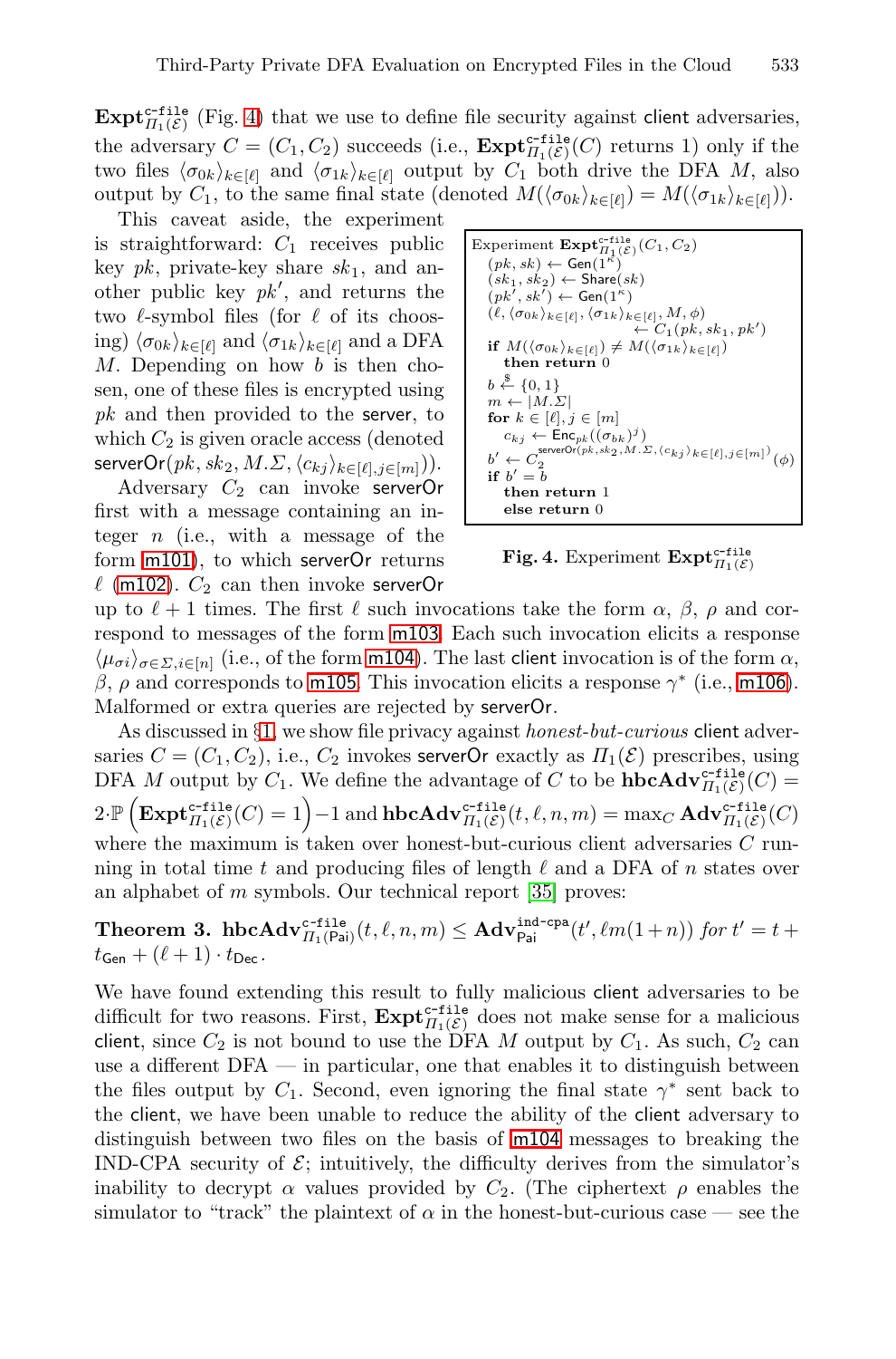$\mathbf{Expt}^{\text{c-file}}_{\Pi_1(\mathcal{E})}$ (Fig. 4) that we use to define file security against client adversaries, the adversary $C = (C_1, C_2)$ succeeds (i.e., $\mathbf{Expt}^{\text{c-file}}_{\Pi_1(\mathcal{E})}(C)$ returns 1) only if the two files $\langle \sigma_{0k} \rangle_{k \in [\ell]}$ and $\langle \sigma_{1k} \rangle_{k \in [\ell]}$ output by $C_1$ both drive the DFA $M$, also output by $C_1$, to the same final state (denoted $M(\langle \sigma_{0k} \rangle_{k \in [\ell]}) = M(\langle \sigma_{1k} \rangle_{k \in [\ell]})$).

This caveat aside, the experiment is straightforward: $C_1$ receives public key $pk$, private-key share $sk_1$, and another public key $pk'$, and returns the two $\ell$-symbol files (for $\ell$ of its choosing) $\langle \sigma_{0k} \rangle_{k \in [\ell]}$ and $\langle \sigma_{1k} \rangle_{k \in [\ell]}$ and a DFA $M$. Depending on how $b$ is then chosen, one of these files is encrypted using $pk$ and then provided to the server, to which $C_2$ is given oracle access (denoted $\mathsf{serverOr}(pk, sk_2, M.\Sigma, \langle c_{kj} \rangle_{k \in [\ell], j \in [m]})$).

```
Experiment Expt^{c-file}_{Π1(E)}(C1, C2)
  (pk, sk) ← Gen(1^κ)
  (sk1, sk2) ← Share(sk)
  (pk', sk') ← Gen(1^κ)
  (ℓ, ⟨σ0k⟩_{k∈[ℓ]}, ⟨σ1k⟩_{k∈[ℓ]}, M, φ)
                              ← C1(pk, sk1, pk')
  if M(⟨σ0k⟩_{k∈[ℓ]}) ≠ M(⟨σ1k⟩_{k∈[ℓ]})
     then return 0
  b ←$ {0, 1}
  m ← |M.Σ|
  for k ∈ [ℓ], j ∈ [m]
     c_kj ← Enc_pk((σ_bk)^j)
  b' ← C2^{serverOr(pk, sk2, M.Σ, ⟨c_kj⟩_{k∈[ℓ], j∈[m]})}(φ)
  if b' = b
     then return 1
     else return 0
```

**Fig. 4.** Experiment $\mathbf{Expt}^{\text{c-file}}_{\Pi_1(\mathcal{E})}$

Adversary $C_2$ can invoke $\mathsf{serverOr}$ first with a message containing an integer $n$ (i.e., with a message of the form m101), to which $\mathsf{serverOr}$ returns $\ell$ (m102). $C_2$ can then invoke $\mathsf{serverOr}$ up to $\ell + 1$ times. The first $\ell$ such invocations take the form $\alpha$, $\beta$, $\rho$ and correspond to messages of the form m103. Each such invocation elicits a response $\langle \mu_{\sigma i} \rangle_{\sigma \in \Sigma, i \in [n]}$ (i.e., of the form m104). The last client invocation is of the form $\alpha$, $\beta$, $\rho$ and corresponds to m105. This invocation elicits a response $\gamma^*$ (i.e., m106). Malformed or extra queries are rejected by $\mathsf{serverOr}$.

As discussed in §1, we show file privacy against *honest-but-curious* client adversaries $C = (C_1, C_2)$, i.e., $C_2$ invokes $\mathsf{serverOr}$ exactly as $\Pi_1(\mathcal{E})$ prescribes, using DFA $M$ output by $C_1$. We define the advantage of $C$ to be $\mathbf{hbcAdv}^{\text{c-file}}_{\Pi_1(\mathcal{E})}(C) = 2 \cdot \mathbb{P}\left(\mathbf{Expt}^{\text{c-file}}_{\Pi_1(\mathcal{E})}(C) = 1\right) - 1$ and $\mathbf{hbcAdv}^{\text{c-file}}_{\Pi_1(\mathcal{E})}(t, \ell, n, m) = \max_C \mathbf{Adv}^{\text{c-file}}_{\Pi_1(\mathcal{E})}(C)$ where the maximum is taken over honest-but-curious client adversaries $C$ running in total time $t$ and producing files of length $\ell$ and a DFA of $n$ states over an alphabet of $m$ symbols. Our technical report [35] proves:

**Theorem 3.** $\mathbf{hbcAdv}^{\text{c-file}}_{\Pi_1(\mathsf{Pai})}(t, \ell, n, m) \leq \mathbf{Adv}^{\text{ind-cpa}}_{\mathsf{Pai}}(t', \ell m(1+n))$ *for* $t' = t + t_{\mathsf{Gen}} + (\ell + 1) \cdot t_{\mathsf{Dec}}$.

We have found extending this result to fully malicious client adversaries to be difficult for two reasons. First, $\mathbf{Expt}^{\text{c-file}}_{\Pi_1(\mathcal{E})}$ does not make sense for a malicious client, since $C_2$ is not bound to use the DFA $M$ output by $C_1$. As such, $C_2$ can use a different DFA — in particular, one that enables it to distinguish between the files output by $C_1$. Second, even ignoring the final state $\gamma^*$ sent back to the client, we have been unable to reduce the ability of the client adversary to distinguish between two files on the basis of m104 messages to breaking the IND-CPA security of $\mathcal{E}$; intuitively, the difficulty derives from the simulator's inability to decrypt $\alpha$ values provided by $C_2$. (The ciphertext $\rho$ enables the simulator to "track" the plaintext of $\alpha$ in the honest-but-curious case — see the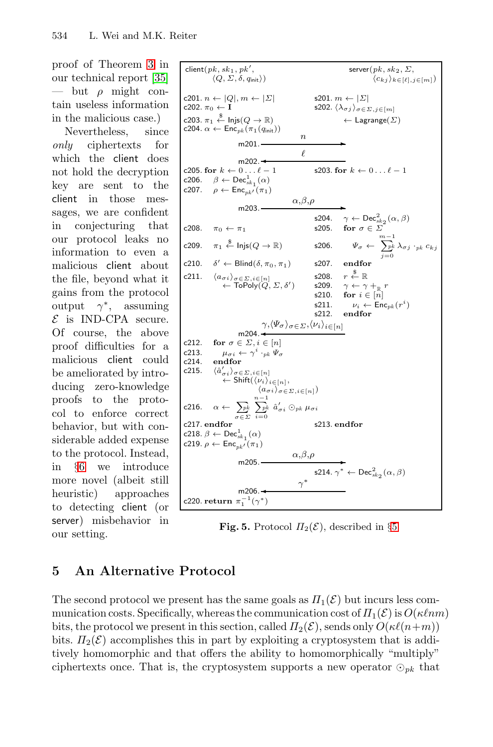proof of Theorem 3 in our technical report [35] — but $\rho$ might contain useless information in the malicious case.)

Nevertheless, since *only* ciphertexts for which the client does not hold the decryption key are sent to the client in those messages, we are confident in conjecturing that our protocol leaks no information to even a malicious client about the file, beyond what it gains from the protocol output $\gamma^*$, assuming $\mathcal{E}$ is IND-CPA secure. Of course, the above proof difficulties for a malicious client could be ameliorated by introducing zero-knowledge proofs to the protocol to enforce correct behavior, but with considerable added expense to the protocol. Instead, in §6 we introduce more novel (albeit still heuristic) approaches to detecting client (or server) misbehavior in our setting.

```
client(pk, sk_1, pk', ⟨Q, Σ, δ, q_init⟩)                server(pk, sk_2, Σ, ⟨c_kj⟩_{k∈[ℓ], j∈[m]})

c201. n ← |Q|, m ← |Σ|                                 s201. m ← |Σ|
c202. π_0 ← I                                          s202. ⟨λ_σj⟩_{σ∈Σ, j∈[m]}
c203. π_1 ←$ Injs(Q → ℝ)                                     ← Lagrange(Σ)
c204. α ← Enc_pk(π_1(q_init))
                          m201. ──────── n ────────→
                          m202. ←─────── ℓ ─────────
c205. for k ← 0 ... ℓ−1                                s203. for k ← 0 ... ℓ−1
c206.   β ← Dec^1_{sk_1}(α)
c207.   ρ ← Enc_{pk'}(π_1)
                          m203. ────── α,β,ρ ──────→
                                                       s204.   γ ← Dec^2_{sk_2}(α, β)
c208.   π_0 ← π_1                                      s205.   for σ ∈ Σ
c209.   π_1 ←$ Injs(Q → ℝ)                             s206.     Ψ_σ ← Σ^{pk}_{j=0..m−1} λ_σj ·_pk c_kj
c210.   δ' ← Blind(δ, π_0, π_1)                        s207.   endfor
c211.   ⟨a_σi⟩_{σ∈Σ, i∈[n]}                            s208.   r ←$ ℝ
          ← ToPoly(Q, Σ, δ')                           s209.   γ ← γ +_ℝ r
                                                       s210.   for i ∈ [n]
                                                       s211.     ν_i ← Enc_pk(r^i)
                                                       s212.   endfor
                          m204. ←── γ,⟨Ψ_σ⟩_{σ∈Σ},⟨ν_i⟩_{i∈[n]} ──
c212.   for σ ∈ Σ, i ∈ [n]
c213.     μ_σi ← γ^i ·_pk Ψ_σ
c214.   endfor
c215.   ⟨â'_σi⟩_{σ∈Σ, i∈[n]}
          ← Shift(⟨ν_i⟩_{i∈[n]},
                  ⟨a_σi⟩_{σ∈Σ, i∈[n]})
c216.   α ← Σ^{pk}_{σ∈Σ} Σ^{pk}_{i=0..n−1} â'_σi ⊙_pk μ_σi
c217. endfor                                           s213. endfor
c218. β ← Dec^1_{sk_1}(α)
c219. ρ ← Enc_{pk'}(π_1)
                          m205. ────── α,β,ρ ──────→
                                                       s214. γ* ← Dec^2_{sk_2}(α, β)
                          m206. ←─────── γ* ────────
c220. return π_1^{−1}(γ*)
```

**Fig. 5.** Protocol $\Pi_2(\mathcal{E})$, described in §5

## 5 An Alternative Protocol

The second protocol we present has the same goals as $\Pi_1(\mathcal{E})$ but incurs less communication costs. Specifically, whereas the communication cost of $\Pi_1(\mathcal{E})$ is $O(\kappa \ell n m)$ bits, the protocol we present in this section, called $\Pi_2(\mathcal{E})$, sends only $O(\kappa \ell (n+m))$ bits. $\Pi_2(\mathcal{E})$ accomplishes this in part by exploiting a cryptosystem that is additively homomorphic and that offers the ability to homomorphically "multiply" ciphertexts once. That is, the cryptosystem supports a new operator $\odot_{pk}$ that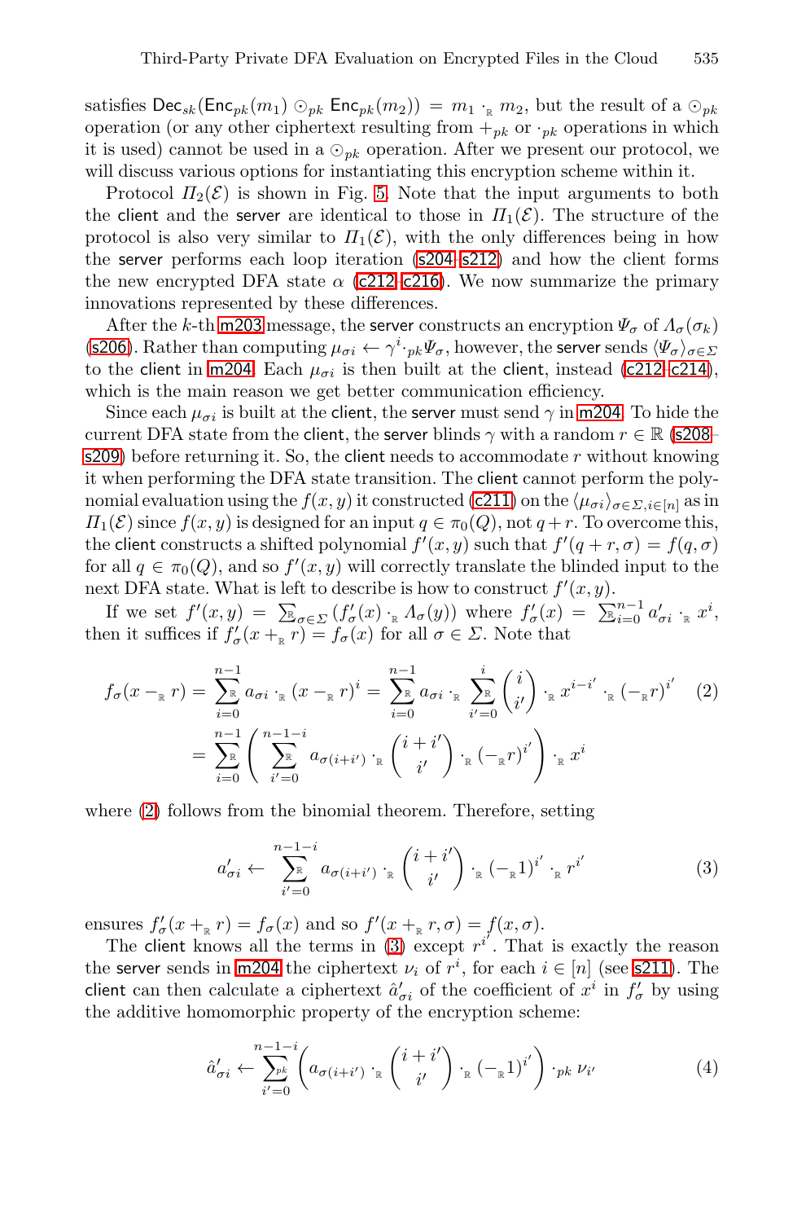satisfies $\mathsf{Dec}_{sk}(\mathsf{Enc}_{pk}(m_1) \odot_{pk} \mathsf{Enc}_{pk}(m_2)) = m_1 \cdot_{\mathbb{R}} m_2$, but the result of a $\odot_{pk}$ operation (or any other ciphertext resulting from $+_{pk}$ or $\cdot_{pk}$ operations in which it is used) cannot be used in a $\odot_{pk}$ operation. After we present our protocol, we will discuss various options for instantiating this encryption scheme within it.

Protocol $\Pi_2(\mathcal{E})$ is shown in Fig. 5. Note that the input arguments to both the client and the server are identical to those in $\Pi_1(\mathcal{E})$. The structure of the protocol is also very similar to $\Pi_1(\mathcal{E})$, with the only differences being in how the server performs each loop iteration (s204–s212) and how the client forms the new encrypted DFA state $\alpha$ (c212–c216). We now summarize the primary innovations represented by these differences.

After the $k$-th m203 message, the server constructs an encryption $\Psi_\sigma$ of $\Lambda_\sigma(\sigma_k)$ (s206). Rather than computing $\mu_{\sigma i} \leftarrow \gamma^i \cdot_{pk} \Psi_\sigma$, however, the server sends $\langle \Psi_\sigma \rangle_{\sigma \in \Sigma}$ to the client in m204. Each $\mu_{\sigma i}$ is then built at the client, instead (c212–c214), which is the main reason we get better communication efficiency.

Since each $\mu_{\sigma i}$ is built at the client, the server must send $\gamma$ in m204. To hide the current DFA state from the client, the server blinds $\gamma$ with a random $r \in \mathbb{R}$ (s208–s209) before returning it. So, the client needs to accommodate $r$ without knowing it when performing the DFA state transition. The client cannot perform the polynomial evaluation using the $f(x, y)$ it constructed (c211) on the $\langle \mu_{\sigma i} \rangle_{\sigma \in \Sigma, i \in [n]}$ as in $\Pi_1(\mathcal{E})$ since $f(x, y)$ is designed for an input $q \in \pi_0(Q)$, not $q + r$. To overcome this, the client constructs a shifted polynomial $f'(x, y)$ such that $f'(q + r, \sigma) = f(q, \sigma)$ for all $q \in \pi_0(Q)$, and so $f'(x, y)$ will correctly translate the blinded input to the next DFA state. What is left to describe is how to construct $f'(x, y)$.

If we set $f'(x, y) = \sum^{\mathbb{R}}_{\sigma \in \Sigma} (f'_\sigma(x) \cdot_{\mathbb{R}} \Lambda_\sigma(y))$ where $f'_\sigma(x) = \sum^{\mathbb{R}}{}_{i=0}^{n-1} a'_{\sigma i} \cdot_{\mathbb{R}} x^i$, then it suffices if $f'_\sigma(x +_{\mathbb{R}} r) = f_\sigma(x)$ for all $\sigma \in \Sigma$. Note that

$$f_\sigma(x -_{\mathbb{R}} r) = \sum_{i=0}^{n-1}{}^{\mathbb{R}}\, a_{\sigma i} \cdot_{\mathbb{R}} (x -_{\mathbb{R}} r)^i = \sum_{i=0}^{n-1}{}^{\mathbb{R}}\, a_{\sigma i} \cdot_{\mathbb{R}} \sum_{i'=0}^{i}{}^{\mathbb{R}} \binom{i}{i'} \cdot_{\mathbb{R}} x^{i-i'} \cdot_{\mathbb{R}} (-_{\mathbb{R}} r)^{i'} \tag{2}$$

$$= \sum_{i=0}^{n-1}{}^{\mathbb{R}} \left( \sum_{i'=0}^{n-1-i}{}^{\mathbb{R}}\, a_{\sigma(i+i')} \cdot_{\mathbb{R}} \binom{i+i'}{i'} \cdot_{\mathbb{R}} (-_{\mathbb{R}} r)^{i'} \right) \cdot_{\mathbb{R}} x^i$$

where (2) follows from the binomial theorem. Therefore, setting

$$a'_{\sigma i} \leftarrow \sum_{i'=0}^{n-1-i}{}^{\mathbb{R}}\, a_{\sigma(i+i')} \cdot_{\mathbb{R}} \binom{i+i'}{i'} \cdot_{\mathbb{R}} (-_{\mathbb{R}} 1)^{i'} \cdot_{\mathbb{R}} r^{i'} \tag{3}$$

ensures $f'_\sigma(x +_{\mathbb{R}} r) = f_\sigma(x)$ and so $f'(x +_{\mathbb{R}} r, \sigma) = f(x, \sigma)$.

The client knows all the terms in (3) except $r^{i'}$. That is exactly the reason the server sends in m204 the ciphertext $\nu_i$ of $r^i$, for each $i \in [n]$ (see s211). The client can then calculate a ciphertext $\hat{a}'_{\sigma i}$ of the coefficient of $x^i$ in $f'_\sigma$ by using the additive homomorphic property of the encryption scheme:

$$\hat{a}'_{\sigma i} \leftarrow \sum_{i'=0}^{n-1-i}{}^{pk} \left( a_{\sigma(i+i')} \cdot_{\mathbb{R}} \binom{i+i'}{i'} \cdot_{\mathbb{R}} (-_{\mathbb{R}} 1)^{i'} \right) \cdot_{pk} \nu_{i'} \tag{4}$$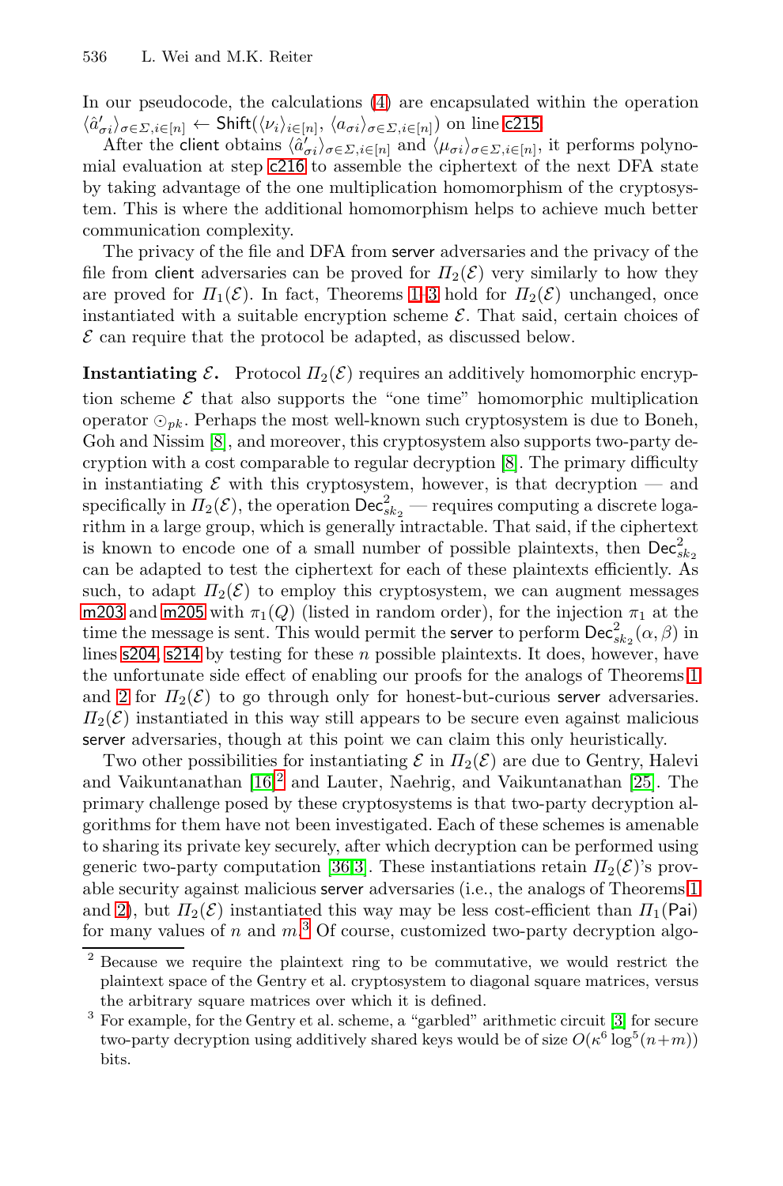In our pseudocode, the calculations (4) are encapsulated within the operation $\langle \hat{a}'_{\sigma i} \rangle_{\sigma \in \Sigma, i \in [n]} \leftarrow \mathsf{Shift}(\langle \nu_i \rangle_{i \in [n]}, \langle a_{\sigma i} \rangle_{\sigma \in \Sigma, i \in [n]})$ on line c215.

After the client obtains $\langle \hat{a}'_{\sigma i} \rangle_{\sigma \in \Sigma, i \in [n]}$ and $\langle \mu_{\sigma i} \rangle_{\sigma \in \Sigma, i \in [n]}$, it performs polynomial evaluation at step c216 to assemble the ciphertext of the next DFA state by taking advantage of the one multiplication homomorphism of the cryptosystem. This is where the additional homomorphism helps to achieve much better communication complexity.

The privacy of the file and DFA from server adversaries and the privacy of the file from client adversaries can be proved for $\Pi_2(\mathcal{E})$ very similarly to how they are proved for $\Pi_1(\mathcal{E})$. In fact, Theorems 1–3 hold for $\Pi_2(\mathcal{E})$ unchanged, once instantiated with a suitable encryption scheme $\mathcal{E}$. That said, certain choices of $\mathcal{E}$ can require that the protocol be adapted, as discussed below.

**Instantiating $\mathcal{E}$.** Protocol $\Pi_2(\mathcal{E})$ requires an additively homomorphic encryption scheme $\mathcal{E}$ that also supports the "one time" homomorphic multiplication operator $\odot_{pk}$. Perhaps the most well-known such cryptosystem is due to Boneh, Goh and Nissim [8], and moreover, this cryptosystem also supports two-party decryption with a cost comparable to regular decryption [8]. The primary difficulty in instantiating $\mathcal{E}$ with this cryptosystem, however, is that decryption — and specifically in $\Pi_2(\mathcal{E})$, the operation $\mathsf{Dec}^2_{sk_2}$ — requires computing a discrete logarithm in a large group, which is generally intractable. That said, if the ciphertext is known to encode one of a small number of possible plaintexts, then $\mathsf{Dec}^2_{sk_2}$ can be adapted to test the ciphertext for each of these plaintexts efficiently. As such, to adapt $\Pi_2(\mathcal{E})$ to employ this cryptosystem, we can augment messages m203 and m205 with $\pi_1(Q)$ (listed in random order), for the injection $\pi_1$ at the time the message is sent. This would permit the server to perform $\mathsf{Dec}^2_{sk_2}(\alpha, \beta)$ in lines s204, s214 by testing for these $n$ possible plaintexts. It does, however, have the unfortunate side effect of enabling our proofs for the analogs of Theorems 1 and 2 for $\Pi_2(\mathcal{E})$ to go through only for honest-but-curious server adversaries. $\Pi_2(\mathcal{E})$ instantiated in this way still appears to be secure even against malicious server adversaries, though at this point we can claim this only heuristically.

Two other possibilities for instantiating $\mathcal{E}$ in $\Pi_2(\mathcal{E})$ are due to Gentry, Halevi and Vaikuntanathan [16][2] and Lauter, Naehrig, and Vaikuntanathan [25]. The primary challenge posed by these cryptosystems is that two-party decryption algorithms for them have not been investigated. Each of these schemes is amenable to sharing its private key securely, after which decryption can be performed using generic two-party computation [36,3]. These instantiations retain $\Pi_2(\mathcal{E})$'s provable security against malicious server adversaries (i.e., the analogs of Theorems 1 and 2), but $\Pi_2(\mathcal{E})$ instantiated this way may be less cost-efficient than $\Pi_1(\mathsf{Pai})$ for many values of $n$ and $m$.[3] Of course, customized two-party decryption algo-

---

[2] Because we require the plaintext ring to be commutative, we would restrict the plaintext space of the Gentry et al. cryptosystem to diagonal square matrices, versus the arbitrary square matrices over which it is defined.

[3] For example, for the Gentry et al. scheme, a "garbled" arithmetic circuit [3] for secure two-party decryption using additively shared keys would be of size $O(\kappa^6 \log^5(n+m))$ bits.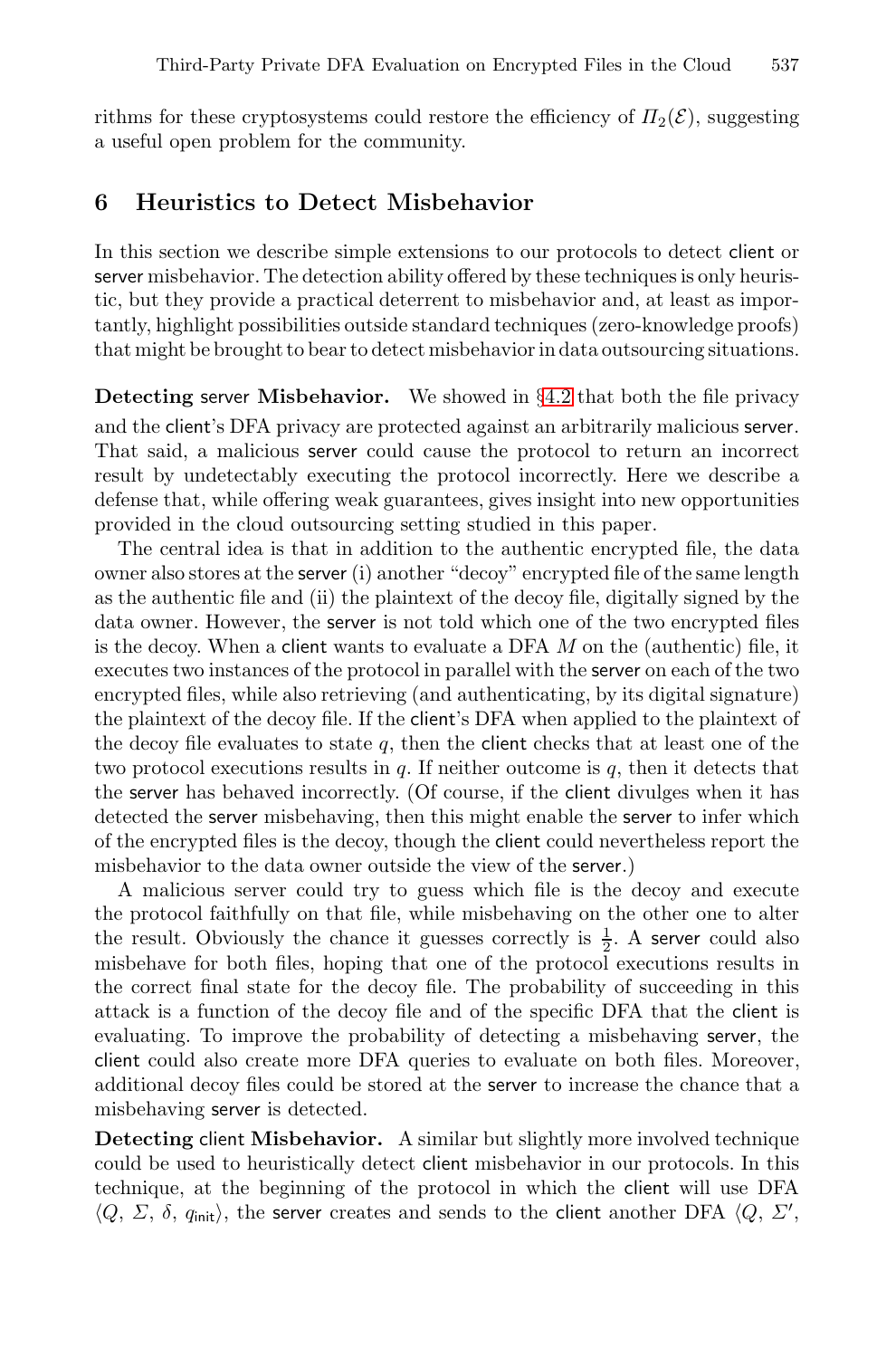rithms for these cryptosystems could restore the efficiency of $\Pi_2(\mathcal{E})$, suggesting a useful open problem for the community.

## 6 Heuristics to Detect Misbehavior

In this section we describe simple extensions to our protocols to detect client or server misbehavior. The detection ability offered by these techniques is only heuristic, but they provide a practical deterrent to misbehavior and, at least as importantly, highlight possibilities outside standard techniques (zero-knowledge proofs) that might be brought to bear to detect misbehavior in data outsourcing situations.

**Detecting server Misbehavior.** We showed in §4.2 that both the file privacy and the client's DFA privacy are protected against an arbitrarily malicious server. That said, a malicious server could cause the protocol to return an incorrect result by undetectably executing the protocol incorrectly. Here we describe a defense that, while offering weak guarantees, gives insight into new opportunities provided in the cloud outsourcing setting studied in this paper.

The central idea is that in addition to the authentic encrypted file, the data owner also stores at the server (i) another "decoy" encrypted file of the same length as the authentic file and (ii) the plaintext of the decoy file, digitally signed by the data owner. However, the server is not told which one of the two encrypted files is the decoy. When a client wants to evaluate a DFA $M$ on the (authentic) file, it executes two instances of the protocol in parallel with the server on each of the two encrypted files, while also retrieving (and authenticating, by its digital signature) the plaintext of the decoy file. If the client's DFA when applied to the plaintext of the decoy file evaluates to state $q$, then the client checks that at least one of the two protocol executions results in $q$. If neither outcome is $q$, then it detects that the server has behaved incorrectly. (Of course, if the client divulges when it has detected the server misbehaving, then this might enable the server to infer which of the encrypted files is the decoy, though the client could nevertheless report the misbehavior to the data owner outside the view of the server.)

A malicious server could try to guess which file is the decoy and execute the protocol faithfully on that file, while misbehaving on the other one to alter the result. Obviously the chance it guesses correctly is $\frac{1}{2}$. A server could also misbehave for both files, hoping that one of the protocol executions results in the correct final state for the decoy file. The probability of succeeding in this attack is a function of the decoy file and of the specific DFA that the client is evaluating. To improve the probability of detecting a misbehaving server, the client could also create more DFA queries to evaluate on both files. Moreover, additional decoy files could be stored at the server to increase the chance that a misbehaving server is detected.

**Detecting client Misbehavior.** A similar but slightly more involved technique could be used to heuristically detect client misbehavior in our protocols. In this technique, at the beginning of the protocol in which the client will use DFA $\langle Q, \Sigma, \delta, q_{\mathsf{init}} \rangle$, the server creates and sends to the client another DFA $\langle Q, \Sigma',$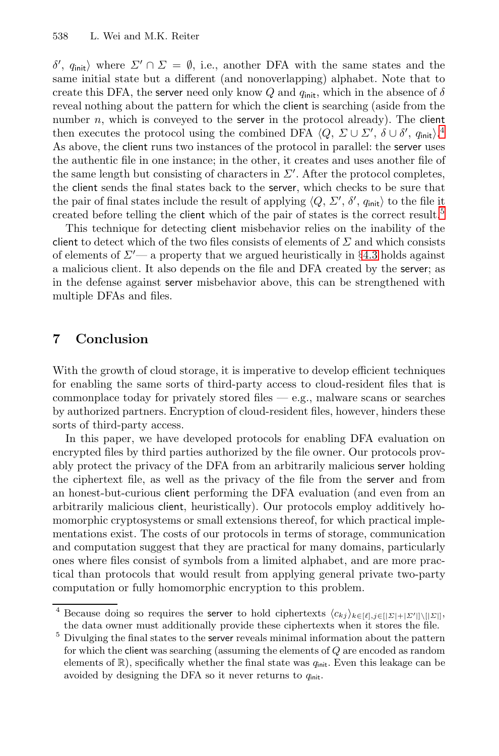$\delta'$, $q_{\mathsf{init}}\rangle$ where $\Sigma' \cap \Sigma = \emptyset$, i.e., another DFA with the same states and the same initial state but a different (and nonoverlapping) alphabet. Note that to create this DFA, the server need only know $Q$ and $q_{\mathsf{init}}$, which in the absence of $\delta$ reveal nothing about the pattern for which the client is searching (aside from the number $n$, which is conveyed to the server in the protocol already). The client then executes the protocol using the combined DFA $\langle Q, \Sigma \cup \Sigma', \delta \cup \delta', q_{\mathsf{init}}\rangle$.[4] As above, the client runs two instances of the protocol in parallel: the server uses the authentic file in one instance; in the other, it creates and uses another file of the same length but consisting of characters in $\Sigma'$. After the protocol completes, the client sends the final states back to the server, which checks to be sure that the pair of final states include the result of applying $\langle Q, \Sigma', \delta', q_{\mathsf{init}}\rangle$ to the file it created before telling the client which of the pair of states is the correct result.[5]

This technique for detecting client misbehavior relies on the inability of the client to detect which of the two files consists of elements of $\Sigma$ and which consists of elements of $\Sigma'$— a property that we argued heuristically in §4.3 holds against a malicious client. It also depends on the file and DFA created by the server; as in the defense against server misbehavior above, this can be strengthened with multiple DFAs and files.

## 7 Conclusion

With the growth of cloud storage, it is imperative to develop efficient techniques for enabling the same sorts of third-party access to cloud-resident files that is commonplace today for privately stored files — e.g., malware scans or searches by authorized partners. Encryption of cloud-resident files, however, hinders these sorts of third-party access.

In this paper, we have developed protocols for enabling DFA evaluation on encrypted files by third parties authorized by the file owner. Our protocols provably protect the privacy of the DFA from an arbitrarily malicious server holding the ciphertext file, as well as the privacy of the file from the server and from an honest-but-curious client performing the DFA evaluation (and even from an arbitrarily malicious client, heuristically). Our protocols employ additively homomorphic cryptosystems or small extensions thereof, for which practical implementations exist. The costs of our protocols in terms of storage, communication and computation suggest that they are practical for many domains, particularly ones where files consist of symbols from a limited alphabet, and are more practical than protocols that would result from applying general private two-party computation or fully homomorphic encryption to this problem.

---

[4] Because doing so requires the server to hold ciphertexts $\langle c_{kj}\rangle_{k\in[\ell], j\in[|\Sigma|+|\Sigma'|]\setminus[|\Sigma|]}$, the data owner must additionally provide these ciphertexts when it stores the file.

[5] Divulging the final states to the server reveals minimal information about the pattern for which the client was searching (assuming the elements of $Q$ are encoded as random elements of $\mathbb{R}$), specifically whether the final state was $q_{\mathsf{init}}$. Even this leakage can be avoided by designing the DFA so it never returns to $q_{\mathsf{init}}$.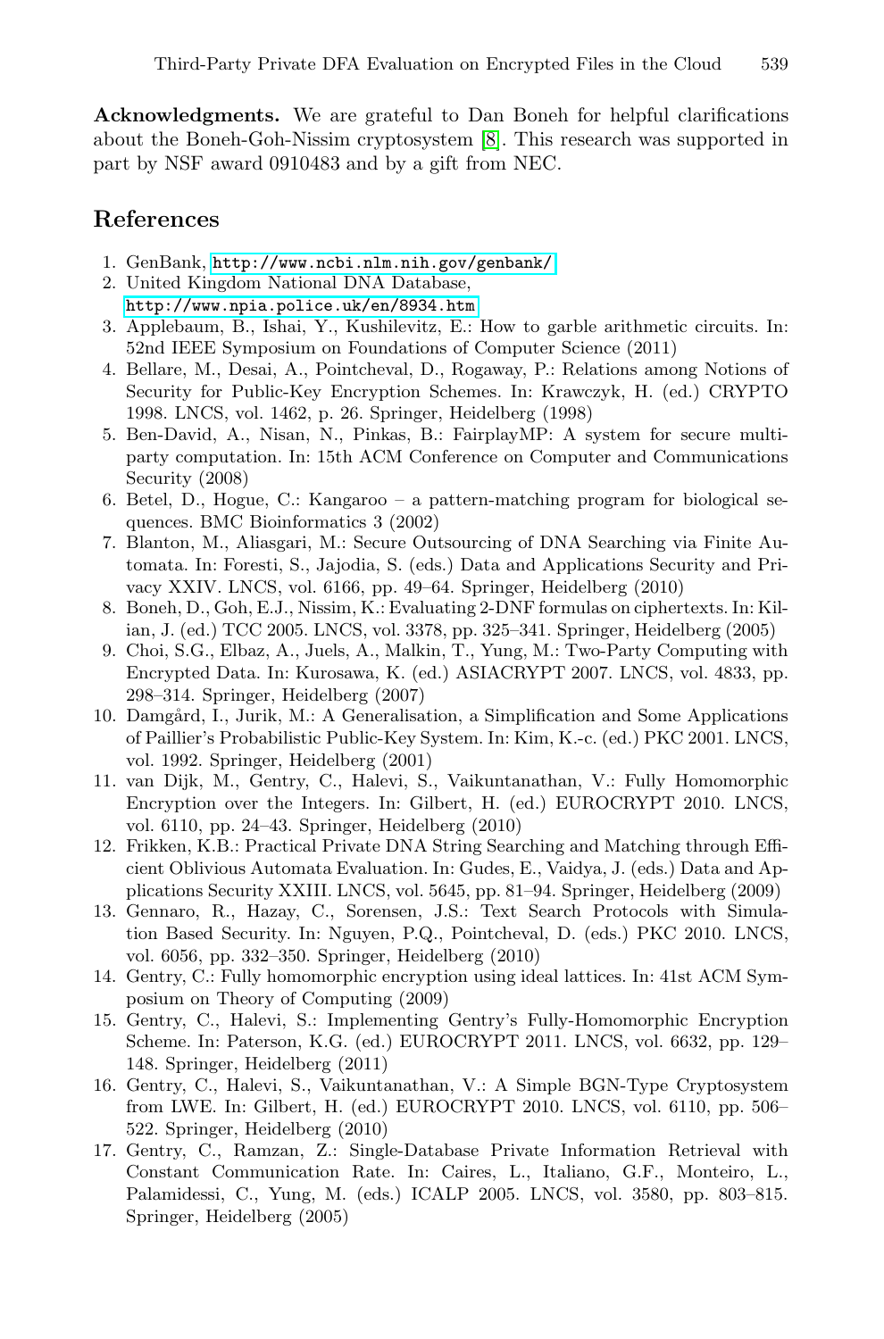**Acknowledgments.** We are grateful to Dan Boneh for helpful clarifications about the Boneh-Goh-Nissim cryptosystem [8]. This research was supported in part by NSF award 0910483 and by a gift from NEC.

## References

1. GenBank, http://www.ncbi.nlm.nih.gov/genbank/
2. United Kingdom National DNA Database, http://www.npia.police.uk/en/8934.htm
3. Applebaum, B., Ishai, Y., Kushilevitz, E.: How to garble arithmetic circuits. In: 52nd IEEE Symposium on Foundations of Computer Science (2011)
4. Bellare, M., Desai, A., Pointcheval, D., Rogaway, P.: Relations among Notions of Security for Public-Key Encryption Schemes. In: Krawczyk, H. (ed.) CRYPTO 1998. LNCS, vol. 1462, p. 26. Springer, Heidelberg (1998)
5. Ben-David, A., Nisan, N., Pinkas, B.: FairplayMP: A system for secure multi-party computation. In: 15th ACM Conference on Computer and Communications Security (2008)
6. Betel, D., Hogue, C.: Kangaroo – a pattern-matching program for biological sequences. BMC Bioinformatics 3 (2002)
7. Blanton, M., Aliasgari, M.: Secure Outsourcing of DNA Searching via Finite Automata. In: Foresti, S., Jajodia, S. (eds.) Data and Applications Security and Privacy XXIV. LNCS, vol. 6166, pp. 49–64. Springer, Heidelberg (2010)
8. Boneh, D., Goh, E.J., Nissim, K.: Evaluating 2-DNF formulas on ciphertexts. In: Kilian, J. (ed.) TCC 2005. LNCS, vol. 3378, pp. 325–341. Springer, Heidelberg (2005)
9. Choi, S.G., Elbaz, A., Juels, A., Malkin, T., Yung, M.: Two-Party Computing with Encrypted Data. In: Kurosawa, K. (ed.) ASIACRYPT 2007. LNCS, vol. 4833, pp. 298–314. Springer, Heidelberg (2007)
10. Damgård, I., Jurik, M.: A Generalisation, a Simplification and Some Applications of Paillier's Probabilistic Public-Key System. In: Kim, K.-c. (ed.) PKC 2001. LNCS, vol. 1992. Springer, Heidelberg (2001)
11. van Dijk, M., Gentry, C., Halevi, S., Vaikuntanathan, V.: Fully Homomorphic Encryption over the Integers. In: Gilbert, H. (ed.) EUROCRYPT 2010. LNCS, vol. 6110, pp. 24–43. Springer, Heidelberg (2010)
12. Frikken, K.B.: Practical Private DNA String Searching and Matching through Efficient Oblivious Automata Evaluation. In: Gudes, E., Vaidya, J. (eds.) Data and Applications Security XXIII. LNCS, vol. 5645, pp. 81–94. Springer, Heidelberg (2009)
13. Gennaro, R., Hazay, C., Sorensen, J.S.: Text Search Protocols with Simulation Based Security. In: Nguyen, P.Q., Pointcheval, D. (eds.) PKC 2010. LNCS, vol. 6056, pp. 332–350. Springer, Heidelberg (2010)
14. Gentry, C.: Fully homomorphic encryption using ideal lattices. In: 41st ACM Symposium on Theory of Computing (2009)
15. Gentry, C., Halevi, S.: Implementing Gentry's Fully-Homomorphic Encryption Scheme. In: Paterson, K.G. (ed.) EUROCRYPT 2011. LNCS, vol. 6632, pp. 129–148. Springer, Heidelberg (2011)
16. Gentry, C., Halevi, S., Vaikuntanathan, V.: A Simple BGN-Type Cryptosystem from LWE. In: Gilbert, H. (ed.) EUROCRYPT 2010. LNCS, vol. 6110, pp. 506–522. Springer, Heidelberg (2010)
17. Gentry, C., Ramzan, Z.: Single-Database Private Information Retrieval with Constant Communication Rate. In: Caires, L., Italiano, G.F., Monteiro, L., Palamidessi, C., Yung, M. (eds.) ICALP 2005. LNCS, vol. 3580, pp. 803–815. Springer, Heidelberg (2005)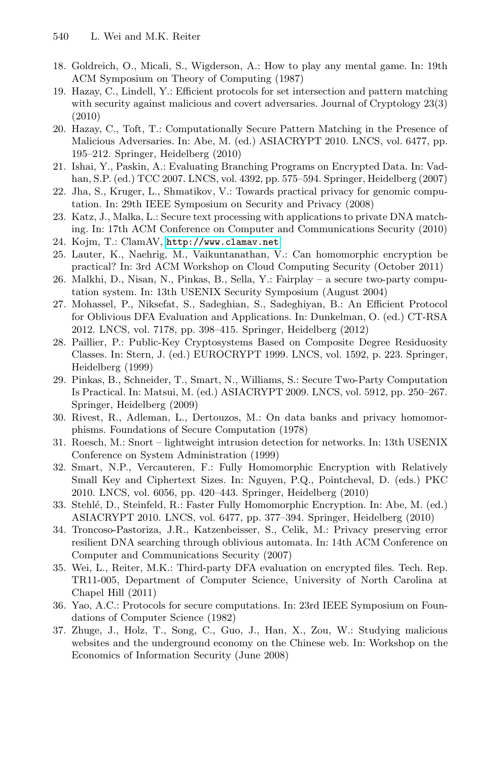18. Goldreich, O., Micali, S., Wigderson, A.: How to play any mental game. In: 19th ACM Symposium on Theory of Computing (1987)
19. Hazay, C., Lindell, Y.: Efficient protocols for set intersection and pattern matching with security against malicious and covert adversaries. Journal of Cryptology 23(3) (2010)
20. Hazay, C., Toft, T.: Computationally Secure Pattern Matching in the Presence of Malicious Adversaries. In: Abe, M. (ed.) ASIACRYPT 2010. LNCS, vol. 6477, pp. 195–212. Springer, Heidelberg (2010)
21. Ishai, Y., Paskin, A.: Evaluating Branching Programs on Encrypted Data. In: Vadhan, S.P. (ed.) TCC 2007. LNCS, vol. 4392, pp. 575–594. Springer, Heidelberg (2007)
22. Jha, S., Kruger, L., Shmatikov, V.: Towards practical privacy for genomic computation. In: 29th IEEE Symposium on Security and Privacy (2008)
23. Katz, J., Malka, L.: Secure text processing with applications to private DNA matching. In: 17th ACM Conference on Computer and Communications Security (2010)
24. Kojm, T.: ClamAV, http://www.clamav.net
25. Lauter, K., Naehrig, M., Vaikuntanathan, V.: Can homomorphic encryption be practical? In: 3rd ACM Workshop on Cloud Computing Security (October 2011)
26. Malkhi, D., Nisan, N., Pinkas, B., Sella, Y.: Fairplay – a secure two-party computation system. In: 13th USENIX Security Symposium (August 2004)
27. Mohassel, P., Niksefat, S., Sadeghian, S., Sadeghiyan, B.: An Efficient Protocol for Oblivious DFA Evaluation and Applications. In: Dunkelman, O. (ed.) CT-RSA 2012. LNCS, vol. 7178, pp. 398–415. Springer, Heidelberg (2012)
28. Paillier, P.: Public-Key Cryptosystems Based on Composite Degree Residuosity Classes. In: Stern, J. (ed.) EUROCRYPT 1999. LNCS, vol. 1592, p. 223. Springer, Heidelberg (1999)
29. Pinkas, B., Schneider, T., Smart, N., Williams, S.: Secure Two-Party Computation Is Practical. In: Matsui, M. (ed.) ASIACRYPT 2009. LNCS, vol. 5912, pp. 250–267. Springer, Heidelberg (2009)
30. Rivest, R., Adleman, L., Dertouzos, M.: On data banks and privacy homomorphisms. Foundations of Secure Computation (1978)
31. Roesch, M.: Snort – lightweight intrusion detection for networks. In: 13th USENIX Conference on System Administration (1999)
32. Smart, N.P., Vercauteren, F.: Fully Homomorphic Encryption with Relatively Small Key and Ciphertext Sizes. In: Nguyen, P.Q., Pointcheval, D. (eds.) PKC 2010. LNCS, vol. 6056, pp. 420–443. Springer, Heidelberg (2010)
33. Stehlé, D., Steinfeld, R.: Faster Fully Homomorphic Encryption. In: Abe, M. (ed.) ASIACRYPT 2010. LNCS, vol. 6477, pp. 377–394. Springer, Heidelberg (2010)
34. Troncoso-Pastoriza, J.R., Katzenbeisser, S., Celik, M.: Privacy preserving error resilient DNA searching through oblivious automata. In: 14th ACM Conference on Computer and Communications Security (2007)
35. Wei, L., Reiter, M.K.: Third-party DFA evaluation on encrypted files. Tech. Rep. TR11-005, Department of Computer Science, University of North Carolina at Chapel Hill (2011)
36. Yao, A.C.: Protocols for secure computations. In: 23rd IEEE Symposium on Foundations of Computer Science (1982)
37. Zhuge, J., Holz, T., Song, C., Guo, J., Han, X., Zou, W.: Studying malicious websites and the underground economy on the Chinese web. In: Workshop on the Economics of Information Security (June 2008)